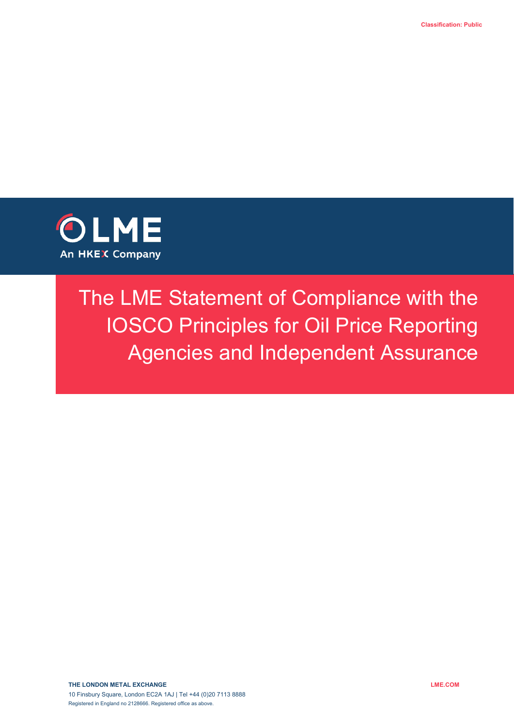Classification: Public

LME

An HKEX Company

# The LME Statement of Compliance with the IOSCO Principles for Oil Price Reporting Agencies and Independent Assurance

**THE LONDON METAL EXCHANGE**
10 Finsbury Square, London EC2A 1AJ | Tel +44 (0)20 7113 8888
Registered in England no 2128666. Registered office as above.

LME.COM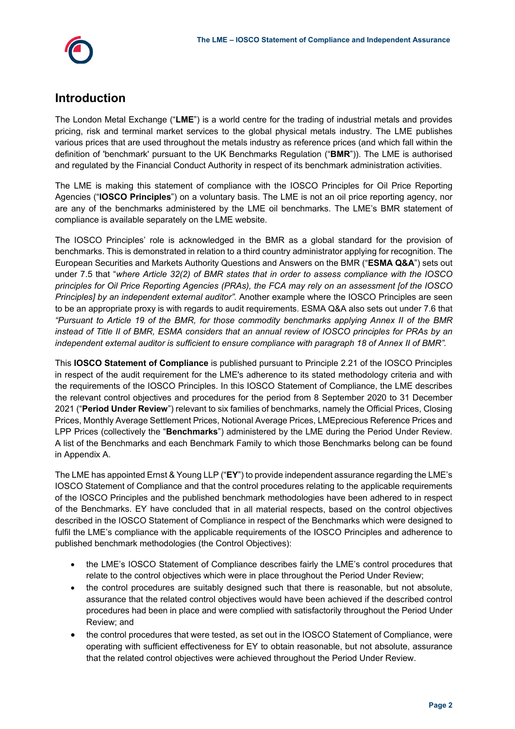## Introduction

The London Metal Exchange ("**LME**") is a world centre for the trading of industrial metals and provides pricing, risk and terminal market services to the global physical metals industry. The LME publishes various prices that are used throughout the metals industry as reference prices (and which fall within the definition of 'benchmark' pursuant to the UK Benchmarks Regulation ("**BMR**")). The LME is authorised and regulated by the Financial Conduct Authority in respect of its benchmark administration activities.

The LME is making this statement of compliance with the IOSCO Principles for Oil Price Reporting Agencies ("**IOSCO Principles**") on a voluntary basis. The LME is not an oil price reporting agency, nor are any of the benchmarks administered by the LME oil benchmarks. The LME's BMR statement of compliance is available separately on the LME website.

The IOSCO Principles' role is acknowledged in the BMR as a global standard for the provision of benchmarks. This is demonstrated in relation to a third country administrator applying for recognition. The European Securities and Markets Authority Questions and Answers on the BMR ("**ESMA Q&A**") sets out under 7.5 that "*where Article 32(2) of BMR states that in order to assess compliance with the IOSCO principles for Oil Price Reporting Agencies (PRAs), the FCA may rely on an assessment [of the IOSCO Principles] by an independent external auditor".* Another example where the IOSCO Principles are seen to be an appropriate proxy is with regards to audit requirements. ESMA Q&A also sets out under 7.6 that *"Pursuant to Article 19 of the BMR, for those commodity benchmarks applying Annex II of the BMR instead of Title II of BMR, ESMA considers that an annual review of IOSCO principles for PRAs by an independent external auditor is sufficient to ensure compliance with paragraph 18 of Annex II of BMR".*

This **IOSCO Statement of Compliance** is published pursuant to Principle 2.21 of the IOSCO Principles in respect of the audit requirement for the LME's adherence to its stated methodology criteria and with the requirements of the IOSCO Principles. In this IOSCO Statement of Compliance, the LME describes the relevant control objectives and procedures for the period from 8 September 2020 to 31 December 2021 ("**Period Under Review**") relevant to six families of benchmarks, namely the Official Prices, Closing Prices, Monthly Average Settlement Prices, Notional Average Prices, LMEprecious Reference Prices and LPP Prices (collectively the "**Benchmarks**") administered by the LME during the Period Under Review. A list of the Benchmarks and each Benchmark Family to which those Benchmarks belong can be found in Appendix A.

The LME has appointed Ernst & Young LLP ("**EY**") to provide independent assurance regarding the LME's IOSCO Statement of Compliance and that the control procedures relating to the applicable requirements of the IOSCO Principles and the published benchmark methodologies have been adhered to in respect of the Benchmarks. EY have concluded that in all material respects, based on the control objectives described in the IOSCO Statement of Compliance in respect of the Benchmarks which were designed to fulfil the LME's compliance with the applicable requirements of the IOSCO Principles and adherence to published benchmark methodologies (the Control Objectives):

- the LME's IOSCO Statement of Compliance describes fairly the LME's control procedures that relate to the control objectives which were in place throughout the Period Under Review;
- the control procedures are suitably designed such that there is reasonable, but not absolute, assurance that the related control objectives would have been achieved if the described control procedures had been in place and were complied with satisfactorily throughout the Period Under Review; and
- the control procedures that were tested, as set out in the IOSCO Statement of Compliance, were operating with sufficient effectiveness for EY to obtain reasonable, but not absolute, assurance that the related control objectives were achieved throughout the Period Under Review.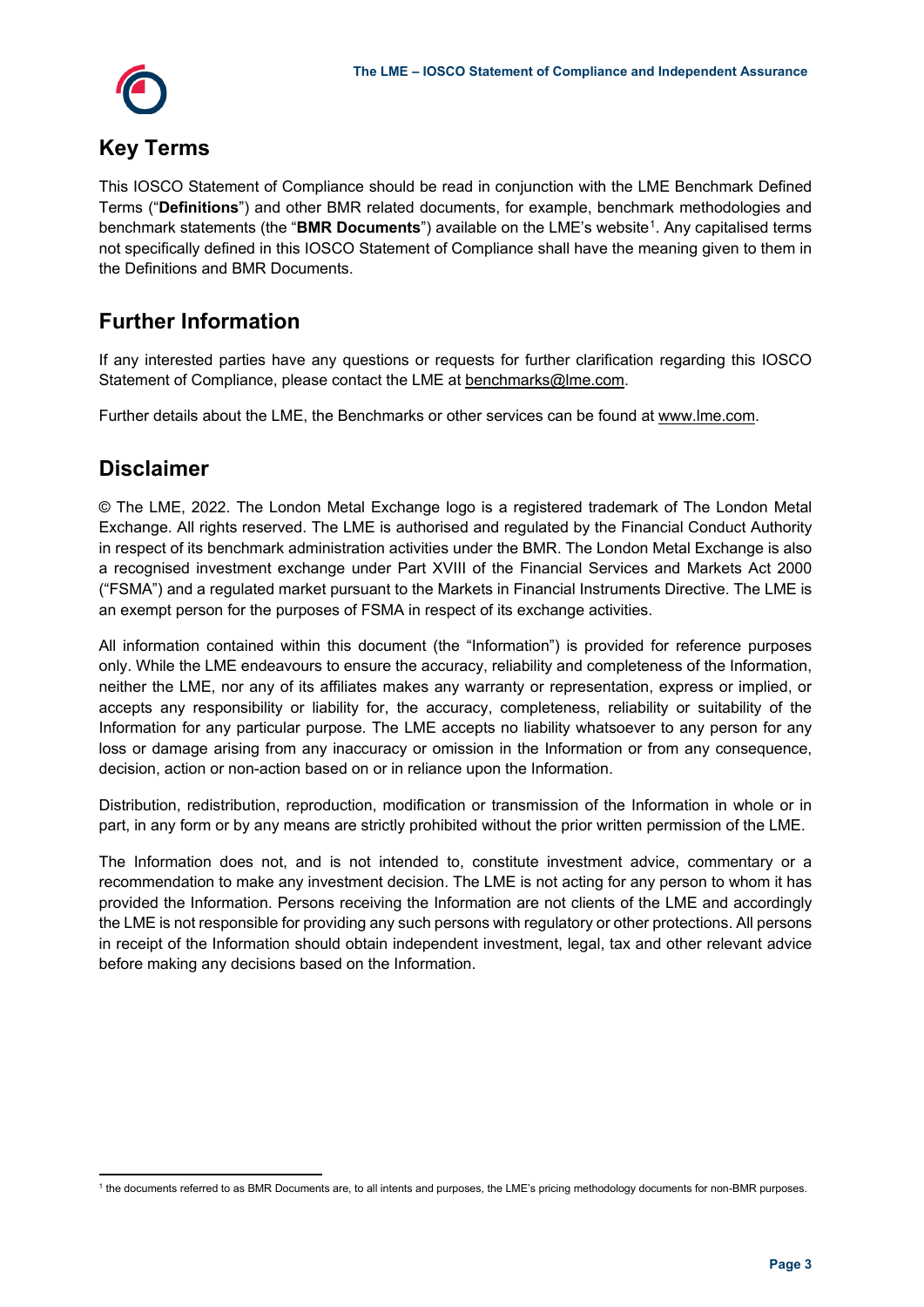## Key Terms

This IOSCO Statement of Compliance should be read in conjunction with the LME Benchmark Defined Terms ("**Definitions**") and other BMR related documents, for example, benchmark methodologies and benchmark statements (the "**BMR Documents**") available on the LME's website[1]. Any capitalised terms not specifically defined in this IOSCO Statement of Compliance shall have the meaning given to them in the Definitions and BMR Documents.

## Further Information

If any interested parties have any questions or requests for further clarification regarding this IOSCO Statement of Compliance, please contact the LME at benchmarks@lme.com.

Further details about the LME, the Benchmarks or other services can be found at www.lme.com.

## Disclaimer

© The LME, 2022. The London Metal Exchange logo is a registered trademark of The London Metal Exchange. All rights reserved. The LME is authorised and regulated by the Financial Conduct Authority in respect of its benchmark administration activities under the BMR. The London Metal Exchange is also a recognised investment exchange under Part XVIII of the Financial Services and Markets Act 2000 ("FSMA") and a regulated market pursuant to the Markets in Financial Instruments Directive. The LME is an exempt person for the purposes of FSMA in respect of its exchange activities.

All information contained within this document (the "Information") is provided for reference purposes only. While the LME endeavours to ensure the accuracy, reliability and completeness of the Information, neither the LME, nor any of its affiliates makes any warranty or representation, express or implied, or accepts any responsibility or liability for, the accuracy, completeness, reliability or suitability of the Information for any particular purpose. The LME accepts no liability whatsoever to any person for any loss or damage arising from any inaccuracy or omission in the Information or from any consequence, decision, action or non-action based on or in reliance upon the Information.

Distribution, redistribution, reproduction, modification or transmission of the Information in whole or in part, in any form or by any means are strictly prohibited without the prior written permission of the LME.

The Information does not, and is not intended to, constitute investment advice, commentary or a recommendation to make any investment decision. The LME is not acting for any person to whom it has provided the Information. Persons receiving the Information are not clients of the LME and accordingly the LME is not responsible for providing any such persons with regulatory or other protections. All persons in receipt of the Information should obtain independent investment, legal, tax and other relevant advice before making any decisions based on the Information.

[1] the documents referred to as BMR Documents are, to all intents and purposes, the LME's pricing methodology documents for non-BMR purposes.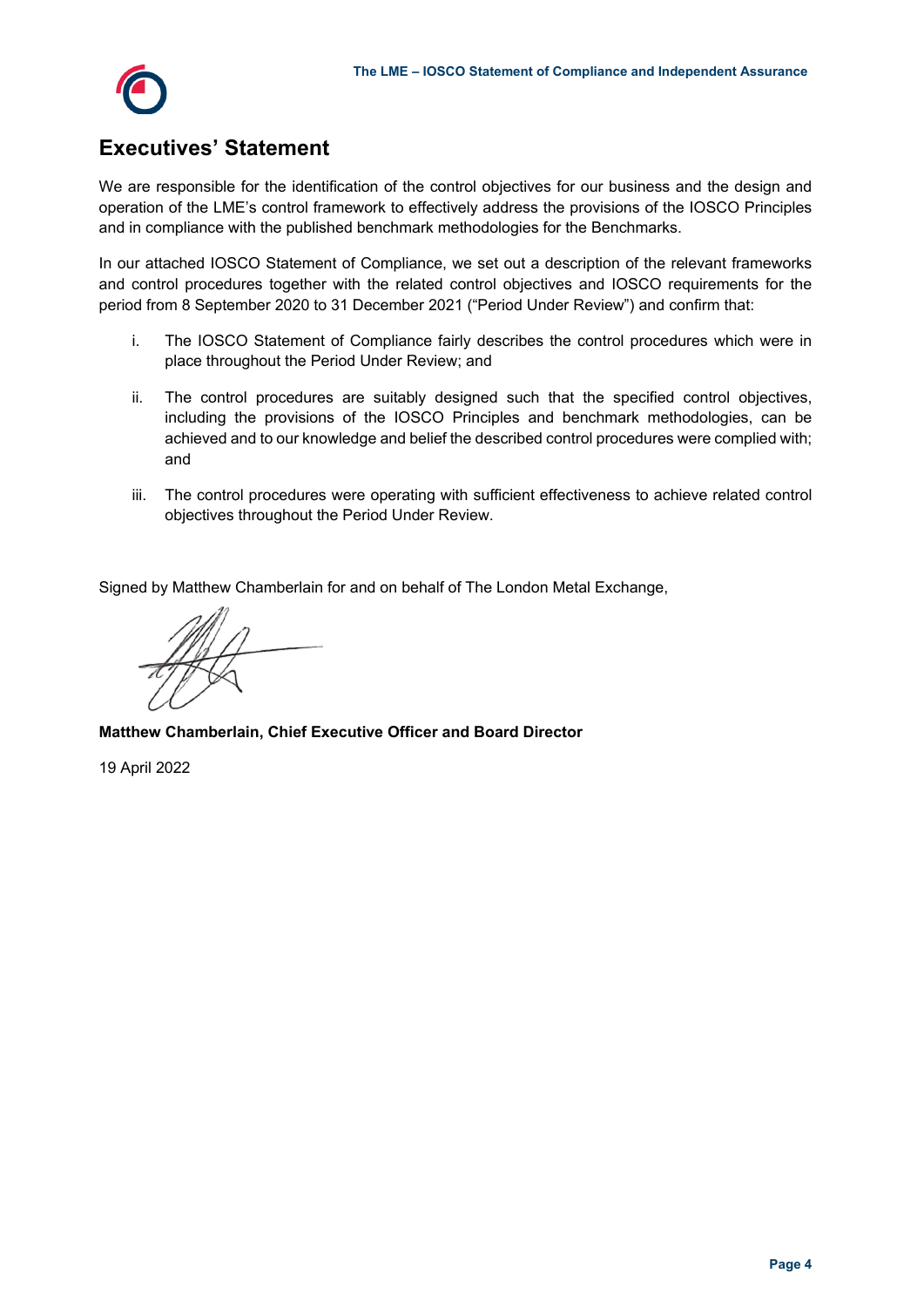## Executives' Statement

We are responsible for the identification of the control objectives for our business and the design and operation of the LME's control framework to effectively address the provisions of the IOSCO Principles and in compliance with the published benchmark methodologies for the Benchmarks.

In our attached IOSCO Statement of Compliance, we set out a description of the relevant frameworks and control procedures together with the related control objectives and IOSCO requirements for the period from 8 September 2020 to 31 December 2021 ("Period Under Review") and confirm that:

i. The IOSCO Statement of Compliance fairly describes the control procedures which were in place throughout the Period Under Review; and

ii. The control procedures are suitably designed such that the specified control objectives, including the provisions of the IOSCO Principles and benchmark methodologies, can be achieved and to our knowledge and belief the described control procedures were complied with; and

iii. The control procedures were operating with sufficient effectiveness to achieve related control objectives throughout the Period Under Review.

Signed by Matthew Chamberlain for and on behalf of The London Metal Exchange,

**Matthew Chamberlain, Chief Executive Officer and Board Director**

19 April 2022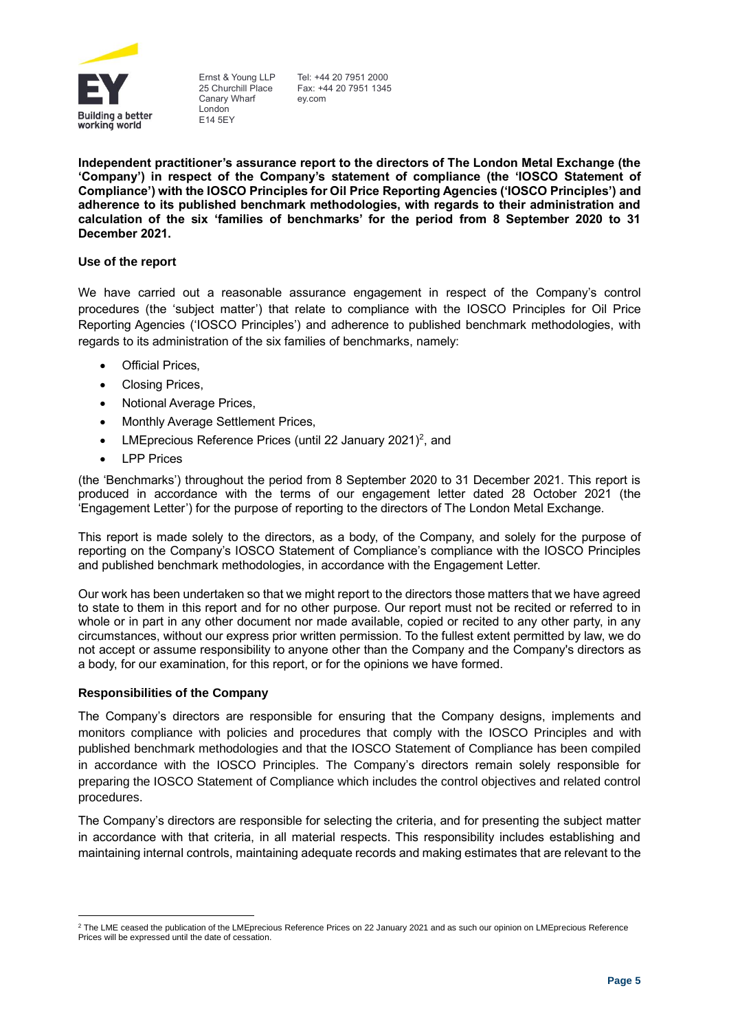Ernst & Young LLP
25 Churchill Place
Canary Wharf
London
E14 5EY

Tel: +44 20 7951 2000
Fax: +44 20 7951 1345
ey.com

**Independent practitioner's assurance report to the directors of The London Metal Exchange (the 'Company') in respect of the Company's statement of compliance (the 'IOSCO Statement of Compliance') with the IOSCO Principles for Oil Price Reporting Agencies ('IOSCO Principles') and adherence to its published benchmark methodologies, with regards to their administration and calculation of the six 'families of benchmarks' for the period from 8 September 2020 to 31 December 2021.**

### Use of the report

We have carried out a reasonable assurance engagement in respect of the Company's control procedures (the 'subject matter') that relate to compliance with the IOSCO Principles for Oil Price Reporting Agencies ('IOSCO Principles') and adherence to published benchmark methodologies, with regards to its administration of the six families of benchmarks, namely:

- Official Prices,
- Closing Prices,
- Notional Average Prices,
- Monthly Average Settlement Prices,
- LMEprecious Reference Prices (until 22 January 2021)[2], and
- LPP Prices

(the 'Benchmarks') throughout the period from 8 September 2020 to 31 December 2021. This report is produced in accordance with the terms of our engagement letter dated 28 October 2021 (the 'Engagement Letter') for the purpose of reporting to the directors of The London Metal Exchange.

This report is made solely to the directors, as a body, of the Company, and solely for the purpose of reporting on the Company's IOSCO Statement of Compliance's compliance with the IOSCO Principles and published benchmark methodologies, in accordance with the Engagement Letter.

Our work has been undertaken so that we might report to the directors those matters that we have agreed to state to them in this report and for no other purpose. Our report must not be recited or referred to in whole or in part in any other document nor made available, copied or recited to any other party, in any circumstances, without our express prior written permission. To the fullest extent permitted by law, we do not accept or assume responsibility to anyone other than the Company and the Company's directors as a body, for our examination, for this report, or for the opinions we have formed.

### Responsibilities of the Company

The Company's directors are responsible for ensuring that the Company designs, implements and monitors compliance with policies and procedures that comply with the IOSCO Principles and with published benchmark methodologies and that the IOSCO Statement of Compliance has been compiled in accordance with the IOSCO Principles. The Company's directors remain solely responsible for preparing the IOSCO Statement of Compliance which includes the control objectives and related control procedures.

The Company's directors are responsible for selecting the criteria, and for presenting the subject matter in accordance with that criteria, in all material respects. This responsibility includes establishing and maintaining internal controls, maintaining adequate records and making estimates that are relevant to the

[2] The LME ceased the publication of the LMEprecious Reference Prices on 22 January 2021 and as such our opinion on LMEprecious Reference Prices will be expressed until the date of cessation.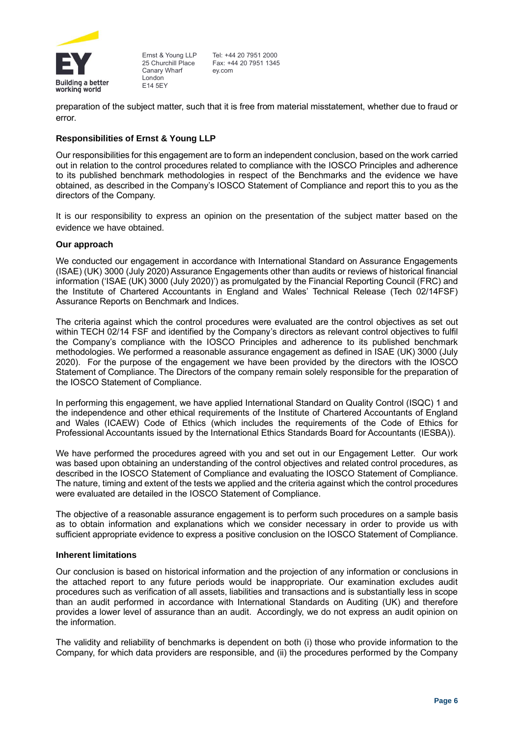preparation of the subject matter, such that it is free from material misstatement, whether due to fraud or error.

**Responsibilities of Ernst & Young LLP**

Our responsibilities for this engagement are to form an independent conclusion, based on the work carried out in relation to the control procedures related to compliance with the IOSCO Principles and adherence to its published benchmark methodologies in respect of the Benchmarks and the evidence we have obtained, as described in the Company's IOSCO Statement of Compliance and report this to you as the directors of the Company.

It is our responsibility to express an opinion on the presentation of the subject matter based on the evidence we have obtained.

**Our approach**

We conducted our engagement in accordance with International Standard on Assurance Engagements (ISAE) (UK) 3000 (July 2020) Assurance Engagements other than audits or reviews of historical financial information ('ISAE (UK) 3000 (July 2020)') as promulgated by the Financial Reporting Council (FRC) and the Institute of Chartered Accountants in England and Wales' Technical Release (Tech 02/14FSF) Assurance Reports on Benchmark and Indices.

The criteria against which the control procedures were evaluated are the control objectives as set out within TECH 02/14 FSF and identified by the Company's directors as relevant control objectives to fulfil the Company's compliance with the IOSCO Principles and adherence to its published benchmark methodologies. We performed a reasonable assurance engagement as defined in ISAE (UK) 3000 (July 2020). For the purpose of the engagement we have been provided by the directors with the IOSCO Statement of Compliance. The Directors of the company remain solely responsible for the preparation of the IOSCO Statement of Compliance.

In performing this engagement, we have applied International Standard on Quality Control (ISQC) 1 and the independence and other ethical requirements of the Institute of Chartered Accountants of England and Wales (ICAEW) Code of Ethics (which includes the requirements of the Code of Ethics for Professional Accountants issued by the International Ethics Standards Board for Accountants (IESBA)).

We have performed the procedures agreed with you and set out in our Engagement Letter. Our work was based upon obtaining an understanding of the control objectives and related control procedures, as described in the IOSCO Statement of Compliance and evaluating the IOSCO Statement of Compliance. The nature, timing and extent of the tests we applied and the criteria against which the control procedures were evaluated are detailed in the IOSCO Statement of Compliance.

The objective of a reasonable assurance engagement is to perform such procedures on a sample basis as to obtain information and explanations which we consider necessary in order to provide us with sufficient appropriate evidence to express a positive conclusion on the IOSCO Statement of Compliance.

**Inherent limitations**

Our conclusion is based on historical information and the projection of any information or conclusions in the attached report to any future periods would be inappropriate. Our examination excludes audit procedures such as verification of all assets, liabilities and transactions and is substantially less in scope than an audit performed in accordance with International Standards on Auditing (UK) and therefore provides a lower level of assurance than an audit. Accordingly, we do not express an audit opinion on the information.

The validity and reliability of benchmarks is dependent on both (i) those who provide information to the Company, for which data providers are responsible, and (ii) the procedures performed by the Company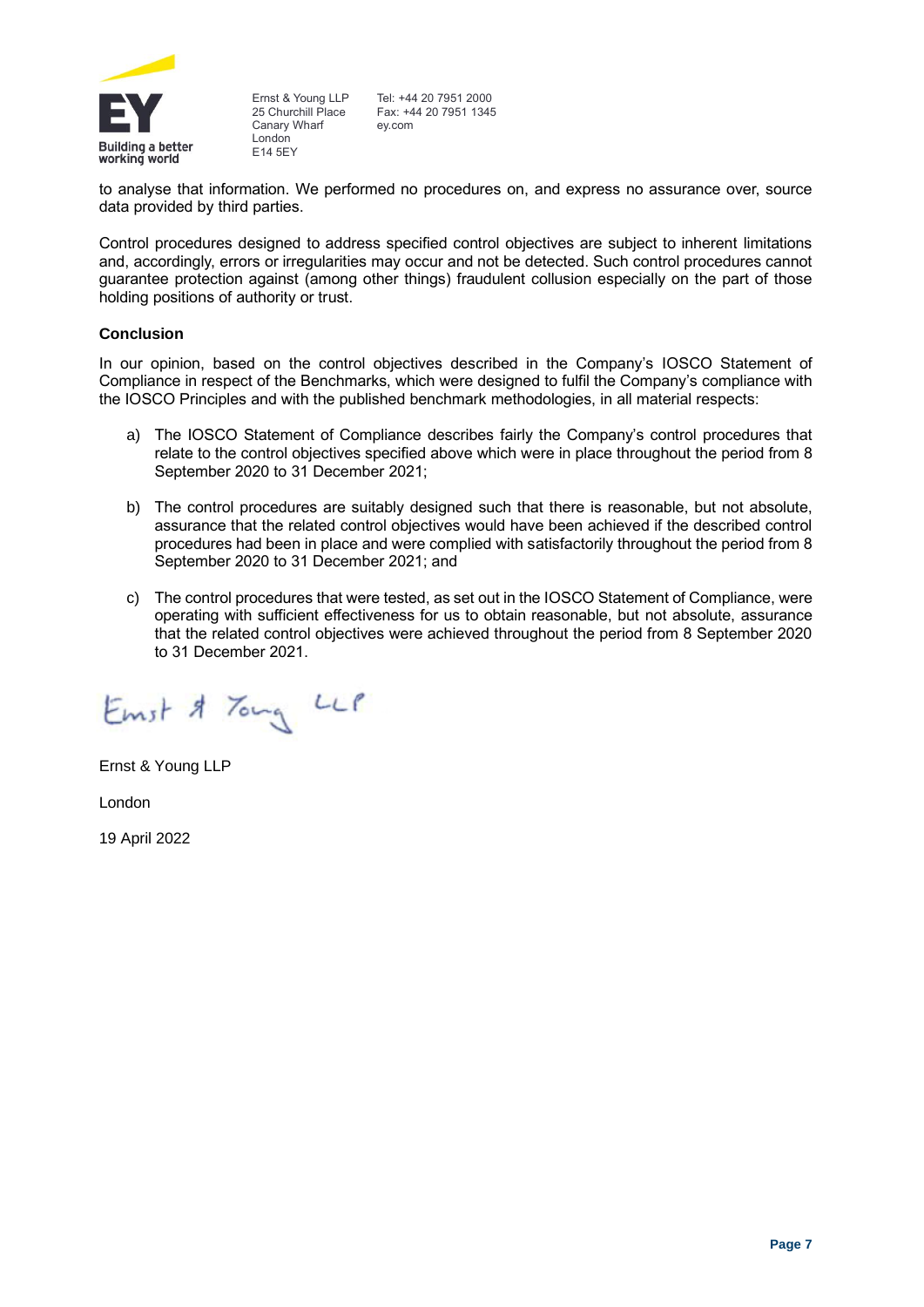Ernst & Young LLP
25 Churchill Place
Canary Wharf
London
E14 5EY

Tel: +44 20 7951 2000
Fax: +44 20 7951 1345
ey.com

to analyse that information. We performed no procedures on, and express no assurance over, source data provided by third parties.

Control procedures designed to address specified control objectives are subject to inherent limitations and, accordingly, errors or irregularities may occur and not be detected. Such control procedures cannot guarantee protection against (among other things) fraudulent collusion especially on the part of those holding positions of authority or trust.

**Conclusion**

In our opinion, based on the control objectives described in the Company's IOSCO Statement of Compliance in respect of the Benchmarks, which were designed to fulfil the Company's compliance with the IOSCO Principles and with the published benchmark methodologies, in all material respects:

a) The IOSCO Statement of Compliance describes fairly the Company's control procedures that relate to the control objectives specified above which were in place throughout the period from 8 September 2020 to 31 December 2021;

b) The control procedures are suitably designed such that there is reasonable, but not absolute, assurance that the related control objectives would have been achieved if the described control procedures had been in place and were complied with satisfactorily throughout the period from 8 September 2020 to 31 December 2021; and

c) The control procedures that were tested, as set out in the IOSCO Statement of Compliance, were operating with sufficient effectiveness for us to obtain reasonable, but not absolute, assurance that the related control objectives were achieved throughout the period from 8 September 2020 to 31 December 2021.

Ernst & Young LLP

Ernst & Young LLP

London

19 April 2022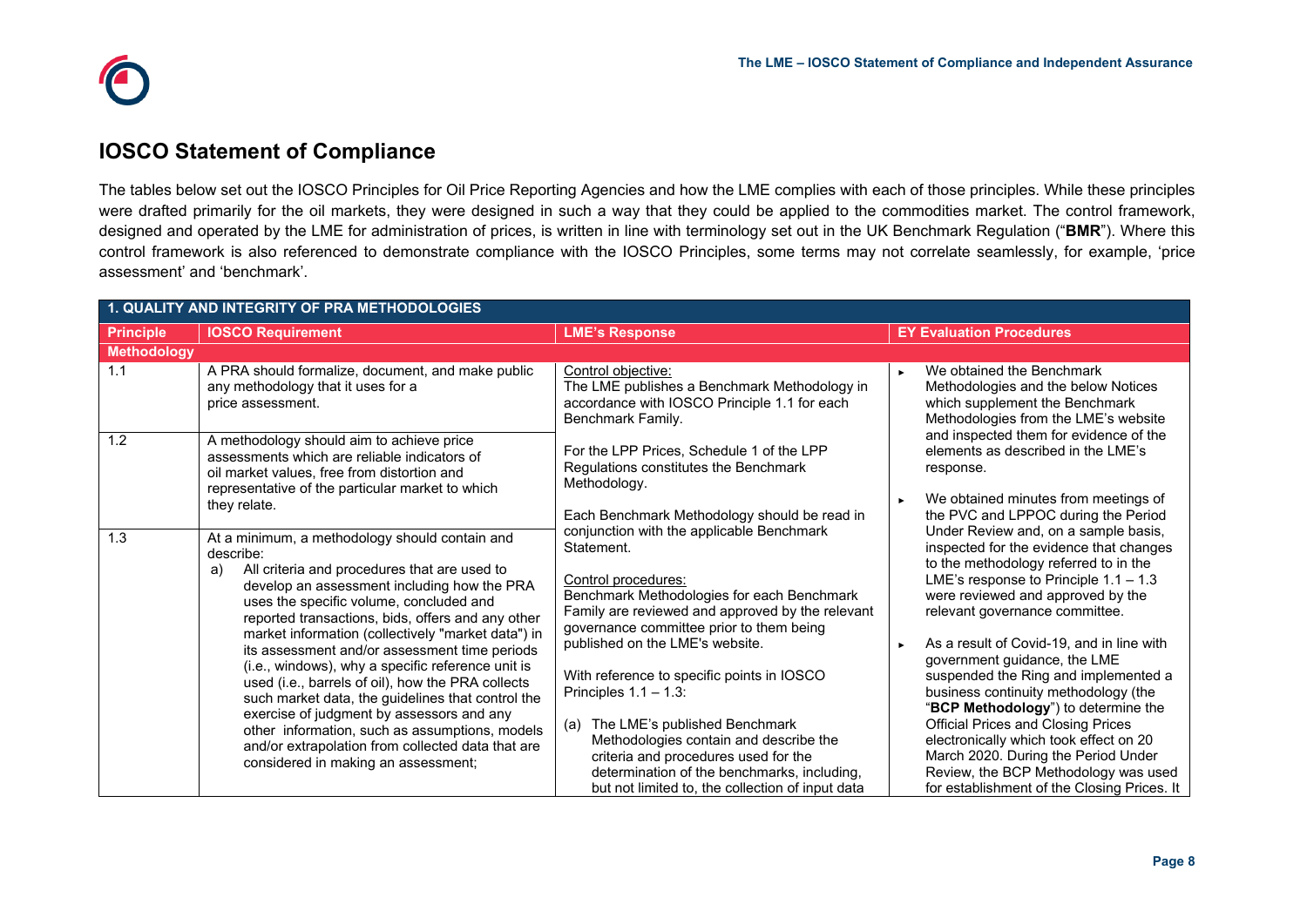## IOSCO Statement of Compliance

The tables below set out the IOSCO Principles for Oil Price Reporting Agencies and how the LME complies with each of those principles. While these principles were drafted primarily for the oil markets, they were designed in such a way that they could be applied to the commodities market. The control framework, designed and operated by the LME for administration of prices, is written in line with terminology set out in the UK Benchmark Regulation ("**BMR**"). Where this control framework is also referenced to demonstrate compliance with the IOSCO Principles, some terms may not correlate seamlessly, for example, 'price assessment' and 'benchmark'.

| **1. QUALITY AND INTEGRITY OF PRA METHODOLOGIES** | | | |
|---|---|---|---|
| **Principle** | **IOSCO Requirement** | **LME's Response** | **EY Evaluation Procedures** |
| **Methodology** | | | |
| 1.1 | A PRA should formalize, document, and make public any methodology that it uses for a price assessment. | Control objective:<br>The LME publishes a Benchmark Methodology in accordance with IOSCO Principle 1.1 for each Benchmark Family.<br><br>For the LPP Prices, Schedule 1 of the LPP Regulations constitutes the Benchmark Methodology.<br><br>Each Benchmark Methodology should be read in conjunction with the applicable Benchmark Statement.<br><br>Control procedures:<br>Benchmark Methodologies for each Benchmark Family are reviewed and approved by the relevant governance committee prior to them being published on the LME's website.<br><br>With reference to specific points in IOSCO Principles 1.1 – 1.3:<br><br>(a) The LME's published Benchmark Methodologies contain and describe the criteria and procedures used for the determination of the benchmarks, including, but not limited to, the collection of input data | ► We obtained the Benchmark Methodologies and the below Notices which supplement the Benchmark Methodologies from the LME's website and inspected them for evidence of the elements as described in the LME's response.<br><br>► We obtained minutes from meetings of the PVC and LPPOC during the Period Under Review and, on a sample basis, inspected for the evidence that changes to the methodology referred to in the LME's response to Principle 1.1 – 1.3 were reviewed and approved by the relevant governance committee.<br><br>► As a result of Covid-19, and in line with government guidance, the LME suspended the Ring and implemented a business continuity methodology (the "**BCP Methodology**") to determine the Official Prices and Closing Prices electronically which took effect on 20 March 2020. During the Period Under Review, the BCP Methodology was used for establishment of the Closing Prices. It |
| 1.2 | A methodology should aim to achieve price assessments which are reliable indicators of oil market values, free from distortion and representative of the particular market to which they relate. | | |
| 1.3 | At a minimum, a methodology should contain and describe:<br>a) All criteria and procedures that are used to develop an assessment including how the PRA uses the specific volume, concluded and reported transactions, bids, offers and any other market information (collectively "market data") in its assessment and/or assessment time periods (i.e., windows), why a specific reference unit is used (i.e., barrels of oil), how the PRA collects such market data, the guidelines that control the exercise of judgment by assessors and any other information, such as assumptions, models and/or extrapolation from collected data that are considered in making an assessment; | | |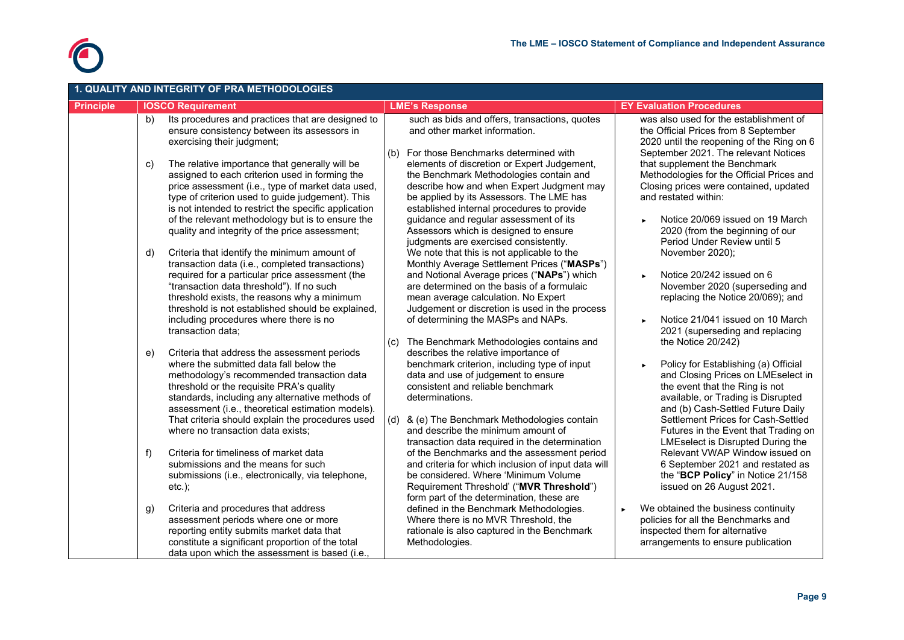| 1. QUALITY AND INTEGRITY OF PRA METHODOLOGIES | | | |
|---|---|---|---|
| **Principle** | **IOSCO Requirement** | **LME's Response** | **EY Evaluation Procedures** |
| | b) Its procedures and practices that are designed to ensure consistency between its assessors in exercising their judgment;<br><br>c) The relative importance that generally will be assigned to each criterion used in forming the price assessment (i.e., type of market data used, type of criterion used to guide judgement). This is not intended to restrict the specific application of the relevant methodology but is to ensure the quality and integrity of the price assessment;<br><br>d) Criteria that identify the minimum amount of transaction data (i.e., completed transactions) required for a particular price assessment (the "transaction data threshold"). If no such threshold exists, the reasons why a minimum threshold is not established should be explained, including procedures where there is no transaction data;<br><br>e) Criteria that address the assessment periods where the submitted data fall below the methodology's recommended transaction data threshold or the requisite PRA's quality standards, including any alternative methods of assessment (i.e., theoretical estimation models). That criteria should explain the procedures used where no transaction data exists;<br><br>f) Criteria for timeliness of market data submissions and the means for such submissions (i.e., electronically, via telephone, etc.);<br><br>g) Criteria and procedures that address assessment periods where one or more reporting entity submits market data that constitute a significant proportion of the total data upon which the assessment is based (i.e., | such as bids and offers, transactions, quotes and other market information.<br><br>(b) For those Benchmarks determined with elements of discretion or Expert Judgement, the Benchmark Methodologies contain and describe how and when Expert Judgment may be applied by its Assessors. The LME has established internal procedures to provide guidance and regular assessment of its Assessors which is designed to ensure judgments are exercised consistently. We note that this is not applicable to the Monthly Average Settlement Prices ("**MASPs**") and Notional Average prices ("**NAPs**") which are determined on the basis of a formulaic mean average calculation. No Expert Judgement or discretion is used in the process of determining the MASPs and NAPs.<br><br>(c) The Benchmark Methodologies contains and describes the relative importance of benchmark criterion, including type of input data and use of judgement to ensure consistent and reliable benchmark determinations.<br><br>(d) & (e) The Benchmark Methodologies contain and describe the minimum amount of transaction data required in the determination of the Benchmarks and the assessment period and criteria for which inclusion of input data will be considered. Where 'Minimum Volume Requirement Threshold' ("**MVR Threshold**") form part of the determination, these are defined in the Benchmark Methodologies. Where there is no MVR Threshold, the rationale is also captured in the Benchmark Methodologies. | was also used for the establishment of the Official Prices from 8 September 2020 until the reopening of the Ring on 6 September 2021. The relevant Notices that supplement the Benchmark Methodologies for the Official Prices and Closing prices were contained, updated and restated within:<br><br>▸ Notice 20/069 issued on 19 March 2020 (from the beginning of our Period Under Review until 5 November 2020);<br><br>▸ Notice 20/242 issued on 6 November 2020 (superseding and replacing the Notice 20/069); and<br><br>▸ Notice 21/041 issued on 10 March 2021 (superseding and replacing the Notice 20/242)<br><br>▸ Policy for Establishing (a) Official and Closing Prices on LMEselect in the event that the Ring is not available, or Trading is Disrupted and (b) Cash-Settled Future Daily Settlement Prices for Cash-Settled Futures in the Event that Trading on LMEselect is Disrupted During the Relevant VWAP Window issued on 6 September 2021 and restated as the "**BCP Policy**" in Notice 21/158 issued on 26 August 2021.<br><br>▸ We obtained the business continuity policies for all the Benchmarks and inspected them for alternative arrangements to ensure publication |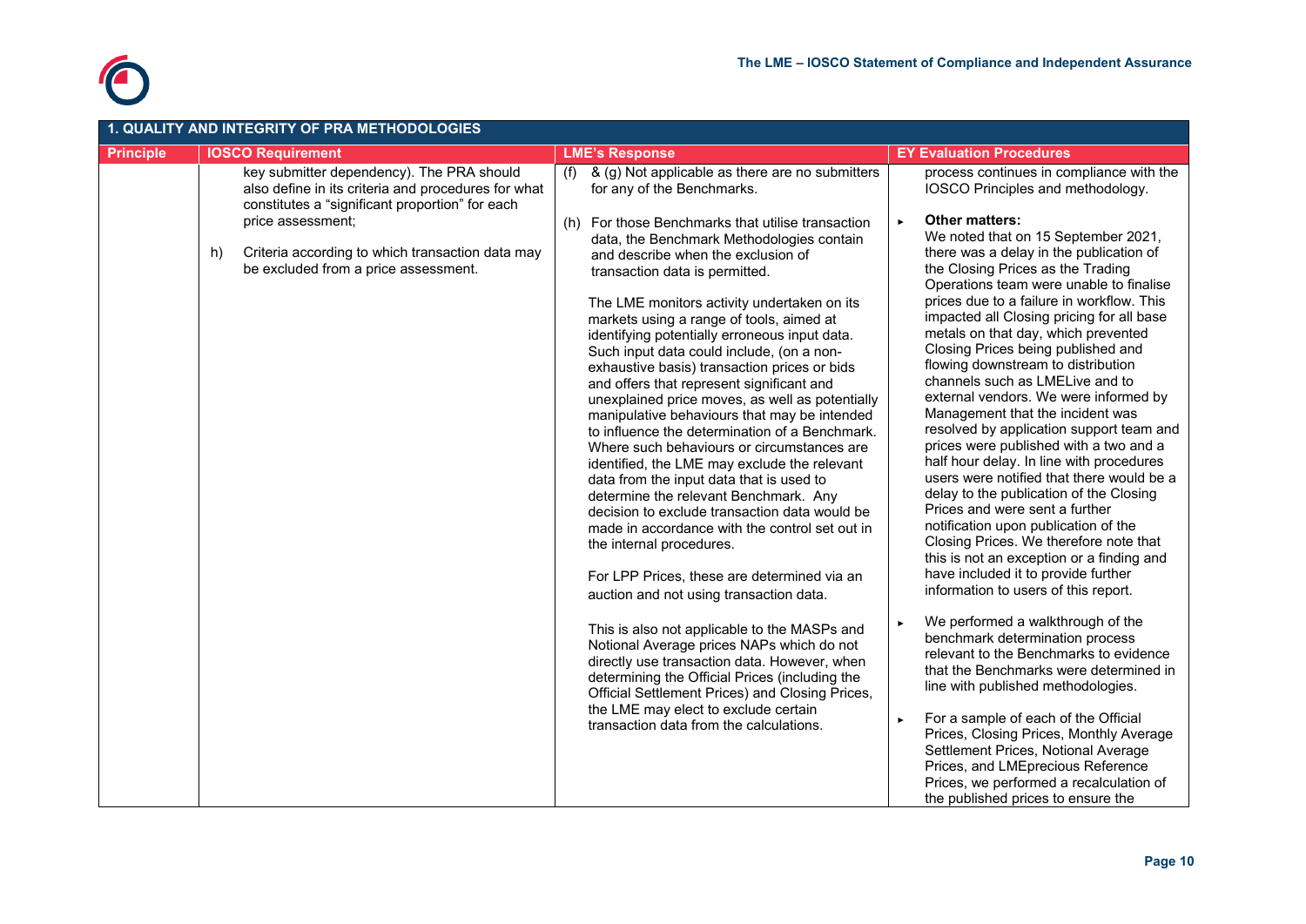| 1. QUALITY AND INTEGRITY OF PRA METHODOLOGIES | | | |
|---|---|---|---|
| **Principle** | **IOSCO Requirement** | **LME's Response** | **EY Evaluation Procedures** |
| | key submitter dependency). The PRA should also define in its criteria and procedures for what constitutes a "significant proportion" for each price assessment;<br><br>h) Criteria according to which transaction data may be excluded from a price assessment. | (f) & (g) Not applicable as there are no submitters for any of the Benchmarks.<br><br>(h) For those Benchmarks that utilise transaction data, the Benchmark Methodologies contain and describe when the exclusion of transaction data is permitted.<br><br>The LME monitors activity undertaken on its markets using a range of tools, aimed at identifying potentially erroneous input data. Such input data could include, (on a non-exhaustive basis) transaction prices or bids and offers that represent significant and unexplained price moves, as well as potentially manipulative behaviours that may be intended to influence the determination of a Benchmark. Where such behaviours or circumstances are identified, the LME may exclude the relevant data from the input data that is used to determine the relevant Benchmark. Any decision to exclude transaction data would be made in accordance with the control set out in the internal procedures.<br><br>For LPP Prices, these are determined via an auction and not using transaction data.<br><br>This is also not applicable to the MASPs and Notional Average prices NAPs which do not directly use transaction data. However, when determining the Official Prices (including the Official Settlement Prices) and Closing Prices, the LME may elect to exclude certain transaction data from the calculations. | process continues in compliance with the IOSCO Principles and methodology.<br><br>▸ **Other matters:**<br>We noted that on 15 September 2021, there was a delay in the publication of the Closing Prices as the Trading Operations team were unable to finalise prices due to a failure in workflow. This impacted all Closing pricing for all base metals on that day, which prevented Closing Prices being published and flowing downstream to distribution channels such as LMELive and to external vendors. We were informed by Management that the incident was resolved by application support team and prices were published with a two and a half hour delay. In line with procedures users were notified that there would be a delay to the publication of the Closing Prices and were sent a further notification upon publication of the Closing Prices. We therefore note that this is not an exception or a finding and have included it to provide further information to users of this report.<br><br>▸ We performed a walkthrough of the benchmark determination process relevant to the Benchmarks to evidence that the Benchmarks were determined in line with published methodologies.<br><br>▸ For a sample of each of the Official Prices, Closing Prices, Monthly Average Settlement Prices, Notional Average Prices, and LMEprecious Reference Prices, we performed a recalculation of the published prices to ensure the |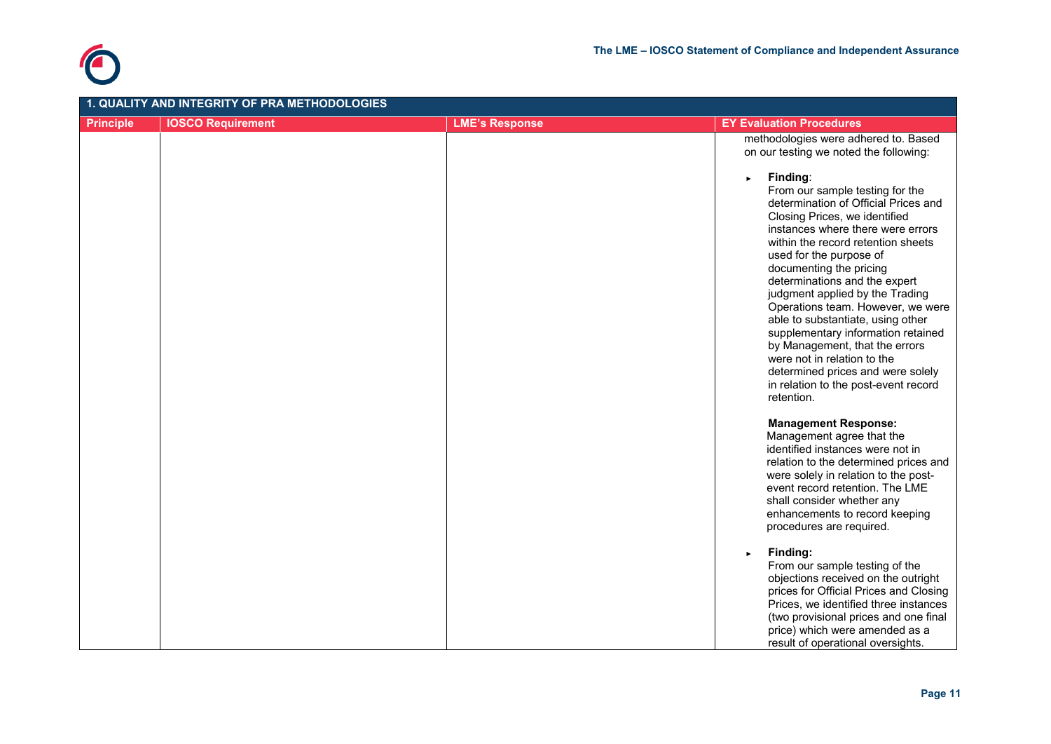| 1. QUALITY AND INTEGRITY OF PRA METHODOLOGIES | | | |
|---|---|---|---|
| **Principle** | **IOSCO Requirement** | **LME's Response** | **EY Evaluation Procedures** |
| | | | methodologies were adhered to. Based on our testing we noted the following:<br><br>► **Finding**:<br>From our sample testing for the determination of Official Prices and Closing Prices, we identified instances where there were errors within the record retention sheets used for the purpose of documenting the pricing determinations and the expert judgment applied by the Trading Operations team. However, we were able to substantiate, using other supplementary information retained by Management, that the errors were not in relation to the determined prices and were solely in relation to the post-event record retention.<br><br>**Management Response:**<br>Management agree that the identified instances were not in relation to the determined prices and were solely in relation to the post-event record retention. The LME shall consider whether any enhancements to record keeping procedures are required.<br><br>► **Finding:**<br>From our sample testing of the objections received on the outright prices for Official Prices and Closing Prices, we identified three instances (two provisional prices and one final price) which were amended as a result of operational oversights. |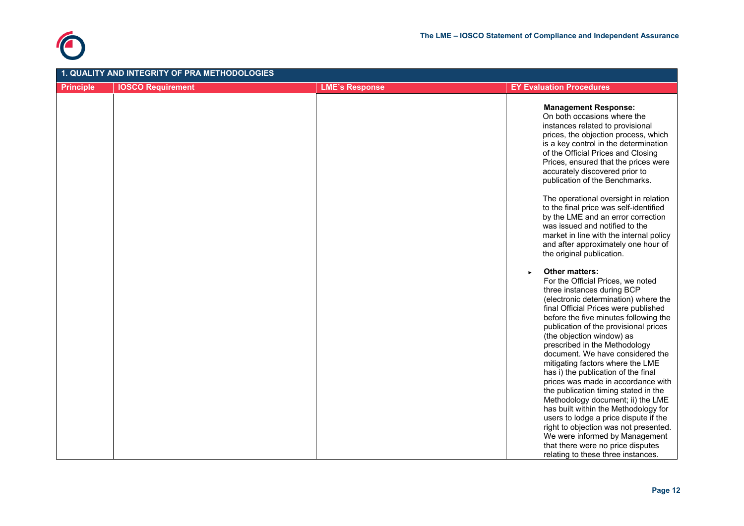| 1. QUALITY AND INTEGRITY OF PRA METHODOLOGIES | | | |
|---|---|---|---|
| **Principle** | **IOSCO Requirement** | **LME's Response** | **EY Evaluation Procedures** |
| | | | **Management Response:**<br>On both occasions where the instances related to provisional prices, the objection process, which is a key control in the determination of the Official Prices and Closing Prices, ensured that the prices were accurately discovered prior to publication of the Benchmarks.<br><br>The operational oversight in relation to the final price was self-identified by the LME and an error correction was issued and notified to the market in line with the internal policy and after approximately one hour of the original publication.<br><br>► **Other matters:**<br>For the Official Prices, we noted three instances during BCP (electronic determination) where the final Official Prices were published before the five minutes following the publication of the provisional prices (the objection window) as prescribed in the Methodology document. We have considered the mitigating factors where the LME has i) the publication of the final prices was made in accordance with the publication timing stated in the Methodology document; ii) the LME has built within the Methodology for users to lodge a price dispute if the right to objection was not presented. We were informed by Management that there were no price disputes relating to these three instances. |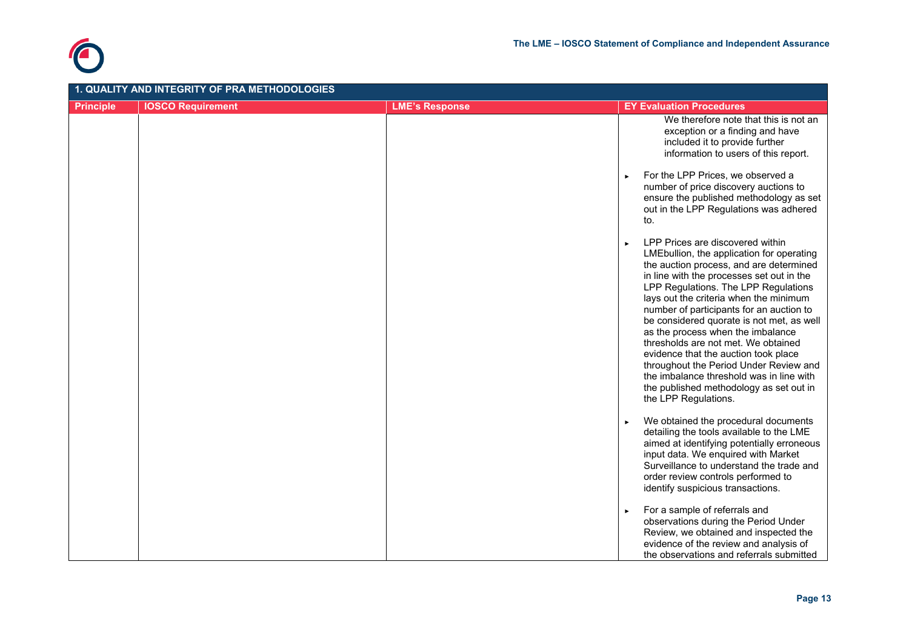| 1. QUALITY AND INTEGRITY OF PRA METHODOLOGIES | | | |
|---|---|---|---|
| **Principle** | **IOSCO Requirement** | **LME's Response** | **EY Evaluation Procedures** |
| | | | We therefore note that this is not an exception or a finding and have included it to provide further information to users of this report.<br><br>► For the LPP Prices, we observed a number of price discovery auctions to ensure the published methodology as set out in the LPP Regulations was adhered to.<br><br>► LPP Prices are discovered within LMEbullion, the application for operating the auction process, and are determined in line with the processes set out in the LPP Regulations. The LPP Regulations lays out the criteria when the minimum number of participants for an auction to be considered quorate is not met, as well as the process when the imbalance thresholds are not met. We obtained evidence that the auction took place throughout the Period Under Review and the imbalance threshold was in line with the published methodology as set out in the LPP Regulations.<br><br>► We obtained the procedural documents detailing the tools available to the LME aimed at identifying potentially erroneous input data. We enquired with Market Surveillance to understand the trade and order review controls performed to identify suspicious transactions.<br><br>► For a sample of referrals and observations during the Period Under Review, we obtained and inspected the evidence of the review and analysis of the observations and referrals submitted |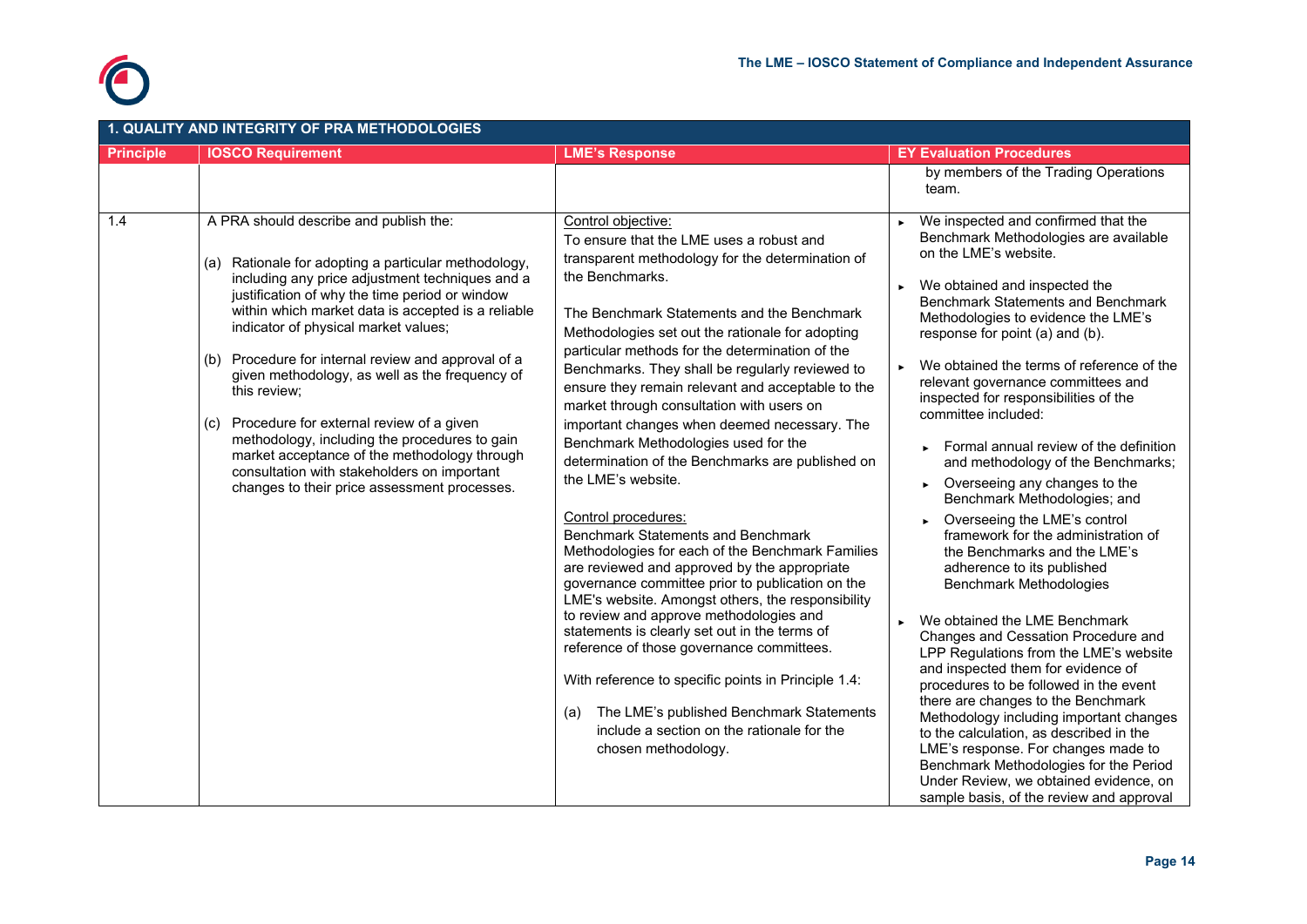| 1. QUALITY AND INTEGRITY OF PRA METHODOLOGIES | | | |
|---|---|---|---|
| **Principle** | **IOSCO Requirement** | **LME's Response** | **EY Evaluation Procedures** |
| | | | by members of the Trading Operations team. |
| 1.4 | A PRA should describe and publish the:<br><br>(a) Rationale for adopting a particular methodology, including any price adjustment techniques and a justification of why the time period or window within which market data is accepted is a reliable indicator of physical market values;<br><br>(b) Procedure for internal review and approval of a given methodology, as well as the frequency of this review;<br><br>(c) Procedure for external review of a given methodology, including the procedures to gain market acceptance of the methodology through consultation with stakeholders on important changes to their price assessment processes. | Control objective:<br>To ensure that the LME uses a robust and transparent methodology for the determination of the Benchmarks.<br><br>The Benchmark Statements and the Benchmark Methodologies set out the rationale for adopting particular methods for the determination of the Benchmarks. They shall be regularly reviewed to ensure they remain relevant and acceptable to the market through consultation with users on important changes when deemed necessary. The Benchmark Methodologies used for the determination of the Benchmarks are published on the LME's website.<br><br>Control procedures:<br>Benchmark Statements and Benchmark Methodologies for each of the Benchmark Families are reviewed and approved by the appropriate governance committee prior to publication on the LME's website. Amongst others, the responsibility to review and approve methodologies and statements is clearly set out in the terms of reference of those governance committees.<br><br>With reference to specific points in Principle 1.4:<br><br>(a) The LME's published Benchmark Statements include a section on the rationale for the chosen methodology. | ▸ We inspected and confirmed that the Benchmark Methodologies are available on the LME's website.<br><br>▸ We obtained and inspected the Benchmark Statements and Benchmark Methodologies to evidence the LME's response for point (a) and (b).<br><br>▸ We obtained the terms of reference of the relevant governance committees and inspected for responsibilities of the committee included:<br><br>▸ Formal annual review of the definition and methodology of the Benchmarks;<br>▸ Overseeing any changes to the Benchmark Methodologies; and<br>▸ Overseeing the LME's control framework for the administration of the Benchmarks and the LME's adherence to its published Benchmark Methodologies<br><br>▸ We obtained the LME Benchmark Changes and Cessation Procedure and LPP Regulations from the LME's website and inspected them for evidence of procedures to be followed in the event there are changes to the Benchmark Methodology including important changes to the calculation, as described in the LME's response. For changes made to Benchmark Methodologies for the Period Under Review, we obtained evidence, on sample basis, of the review and approval |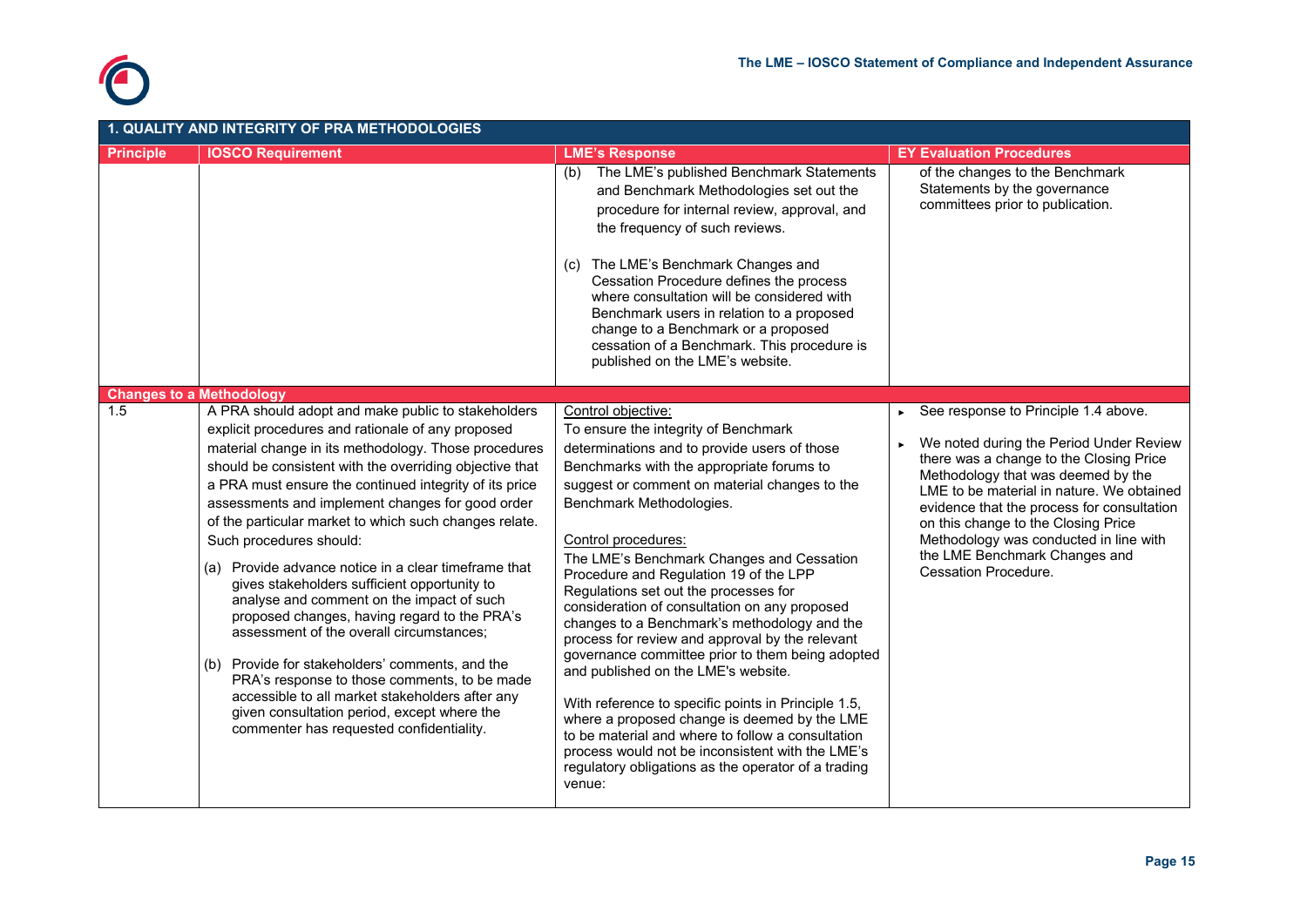| 1. QUALITY AND INTEGRITY OF PRA METHODOLOGIES | | | |
|---|---|---|---|
| **Principle** | **IOSCO Requirement** | **LME's Response** | **EY Evaluation Procedures** |
| | | (b) The LME's published Benchmark Statements and Benchmark Methodologies set out the procedure for internal review, approval, and the frequency of such reviews.<br><br>(c) The LME's Benchmark Changes and Cessation Procedure defines the process where consultation will be considered with Benchmark users in relation to a proposed change to a Benchmark or a proposed cessation of a Benchmark. This procedure is published on the LME's website. | of the changes to the Benchmark Statements by the governance committees prior to publication. |
| **Changes to a Methodology** | | | |
| 1.5 | A PRA should adopt and make public to stakeholders explicit procedures and rationale of any proposed material change in its methodology. Those procedures should be consistent with the overriding objective that a PRA must ensure the continued integrity of its price assessments and implement changes for good order of the particular market to which such changes relate. Such procedures should:<br><br>(a) Provide advance notice in a clear timeframe that gives stakeholders sufficient opportunity to analyse and comment on the impact of such proposed changes, having regard to the PRA's assessment of the overall circumstances;<br><br>(b) Provide for stakeholders' comments, and the PRA's response to those comments, to be made accessible to all market stakeholders after any given consultation period, except where the commenter has requested confidentiality. | Control objective:<br>To ensure the integrity of Benchmark determinations and to provide users of those Benchmarks with the appropriate forums to suggest or comment on material changes to the Benchmark Methodologies.<br><br>Control procedures:<br>The LME's Benchmark Changes and Cessation Procedure and Regulation 19 of the LPP Regulations set out the processes for consideration of consultation on any proposed changes to a Benchmark's methodology and the process for review and approval by the relevant governance committee prior to them being adopted and published on the LME's website.<br><br>With reference to specific points in Principle 1.5, where a proposed change is deemed by the LME to be material and where to follow a consultation process would not be inconsistent with the LME's regulatory obligations as the operator of a trading venue: | ▸ See response to Principle 1.4 above.<br><br>▸ We noted during the Period Under Review there was a change to the Closing Price Methodology that was deemed by the LME to be material in nature. We obtained evidence that the process for consultation on this change to the Closing Price Methodology was conducted in line with the LME Benchmark Changes and Cessation Procedure. |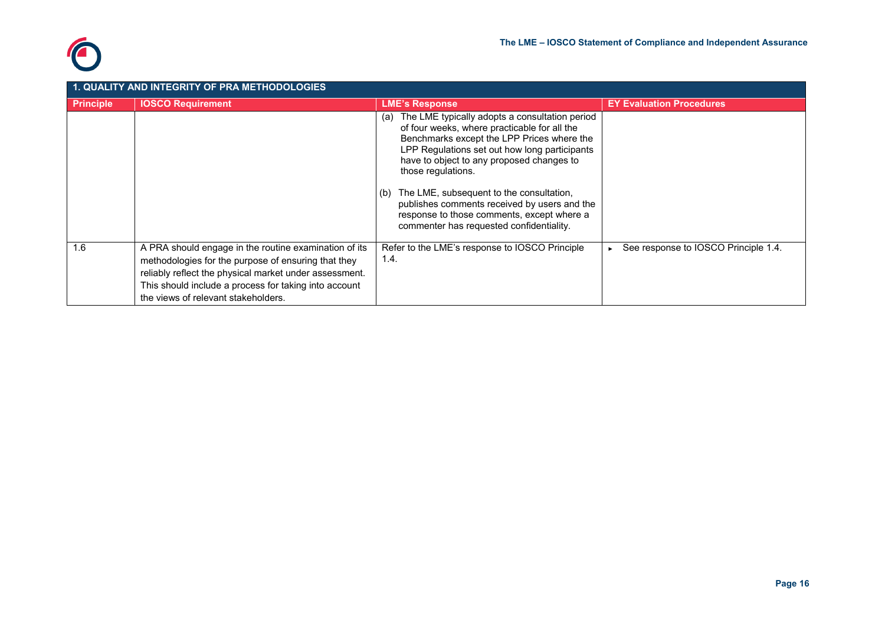| 1. QUALITY AND INTEGRITY OF PRA METHODOLOGIES | | | |
|---|---|---|---|
| **Principle** | **IOSCO Requirement** | **LME's Response** | **EY Evaluation Procedures** |
| | | (a) The LME typically adopts a consultation period of four weeks, where practicable for all the Benchmarks except the LPP Prices where the LPP Regulations set out how long participants have to object to any proposed changes to those regulations.<br><br>(b) The LME, subsequent to the consultation, publishes comments received by users and the response to those comments, except where a commenter has requested confidentiality. | |
| 1.6 | A PRA should engage in the routine examination of its methodologies for the purpose of ensuring that they reliably reflect the physical market under assessment. This should include a process for taking into account the views of relevant stakeholders. | Refer to the LME's response to IOSCO Principle 1.4. | ► See response to IOSCO Principle 1.4. |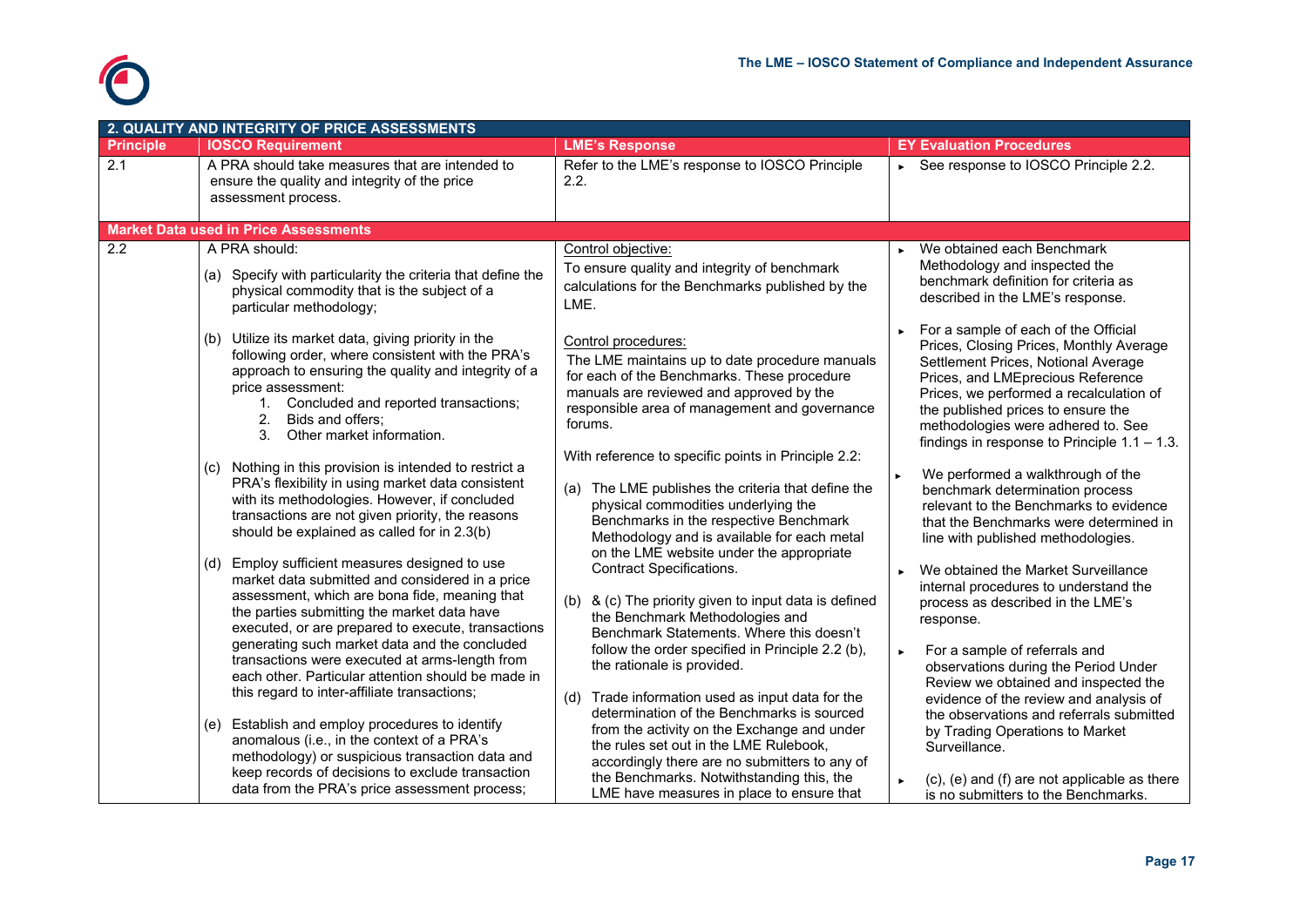| 2. QUALITY AND INTEGRITY OF PRICE ASSESSMENTS | | | |
|---|---|---|---|
| **Principle** | **IOSCO Requirement** | **LME's Response** | **EY Evaluation Procedures** |
| 2.1 | A PRA should take measures that are intended to ensure the quality and integrity of the price assessment process. | Refer to the LME's response to IOSCO Principle 2.2. | ► See response to IOSCO Principle 2.2. |
| **Market Data used in Price Assessments** | | | |
| 2.2 | A PRA should:<br><br>(a) Specify with particularity the criteria that define the physical commodity that is the subject of a particular methodology;<br><br>(b) Utilize its market data, giving priority in the following order, where consistent with the PRA's approach to ensuring the quality and integrity of a price assessment:<br>1. Concluded and reported transactions;<br>2. Bids and offers;<br>3. Other market information.<br><br>(c) Nothing in this provision is intended to restrict a PRA's flexibility in using market data consistent with its methodologies. However, if concluded transactions are not given priority, the reasons should be explained as called for in 2.3(b)<br><br>(d) Employ sufficient measures designed to use market data submitted and considered in a price assessment, which are bona fide, meaning that the parties submitting the market data have executed, or are prepared to execute, transactions generating such market data and the concluded transactions were executed at arms-length from each other. Particular attention should be made in this regard to inter-affiliate transactions;<br><br>(e) Establish and employ procedures to identify anomalous (i.e., in the context of a PRA's methodology) or suspicious transaction data and keep records of decisions to exclude transaction data from the PRA's price assessment process; | Control objective:<br>To ensure quality and integrity of benchmark calculations for the Benchmarks published by the LME.<br><br>Control procedures:<br>The LME maintains up to date procedure manuals for each of the Benchmarks. These procedure manuals are reviewed and approved by the responsible area of management and governance forums.<br><br>With reference to specific points in Principle 2.2:<br><br>(a) The LME publishes the criteria that define the physical commodities underlying the Benchmarks in the respective Benchmark Methodology and is available for each metal on the LME website under the appropriate Contract Specifications.<br><br>(b) & (c) The priority given to input data is defined the Benchmark Methodologies and Benchmark Statements. Where this doesn't follow the order specified in Principle 2.2 (b), the rationale is provided.<br><br>(d) Trade information used as input data for the determination of the Benchmarks is sourced from the activity on the Exchange and under the rules set out in the LME Rulebook, accordingly there are no submitters to any of the Benchmarks. Notwithstanding this, the LME have measures in place to ensure that | ► We obtained each Benchmark Methodology and inspected the benchmark definition for criteria as described in the LME's response.<br><br>► For a sample of each of the Official Prices, Closing Prices, Monthly Average Settlement Prices, Notional Average Prices, and LMEprecious Reference Prices, we performed a recalculation of the published prices to ensure the methodologies were adhered to. See findings in response to Principle 1.1 – 1.3.<br><br>► We performed a walkthrough of the benchmark determination process relevant to the Benchmarks to evidence that the Benchmarks were determined in line with published methodologies.<br><br>► We obtained the Market Surveillance internal procedures to understand the process as described in the LME's response.<br><br>► For a sample of referrals and observations during the Period Under Review we obtained and inspected the evidence of the review and analysis of the observations and referrals submitted by Trading Operations to Market Surveillance.<br><br>► (c), (e) and (f) are not applicable as there is no submitters to the Benchmarks. |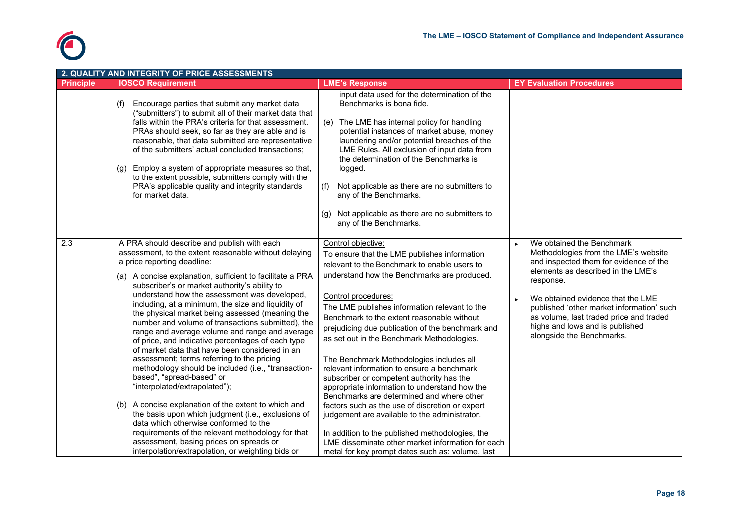| 2. QUALITY AND INTEGRITY OF PRICE ASSESSMENTS | | | |
|---|---|---|---|
| **Principle** | **IOSCO Requirement** | **LME's Response** | **EY Evaluation Procedures** |
| | (f) Encourage parties that submit any market data ("submitters") to submit all of their market data that falls within the PRA's criteria for that assessment. PRAs should seek, so far as they are able and is reasonable, that data submitted are representative of the submitters' actual concluded transactions;<br><br>(g) Employ a system of appropriate measures so that, to the extent possible, submitters comply with the PRA's applicable quality and integrity standards for market data. | input data used for the determination of the Benchmarks is bona fide.<br><br>(e) The LME has internal policy for handling potential instances of market abuse, money laundering and/or potential breaches of the LME Rules. All exclusion of input data from the determination of the Benchmarks is logged.<br><br>(f) Not applicable as there are no submitters to any of the Benchmarks.<br><br>(g) Not applicable as there are no submitters to any of the Benchmarks. | |
| 2.3 | A PRA should describe and publish with each assessment, to the extent reasonable without delaying a price reporting deadline:<br><br>(a) A concise explanation, sufficient to facilitate a PRA subscriber's or market authority's ability to understand how the assessment was developed, including, at a minimum, the size and liquidity of the physical market being assessed (meaning the number and volume of transactions submitted), the range and average volume and range and average of price, and indicative percentages of each type of market data that have been considered in an assessment; terms referring to the pricing methodology should be included (i.e., "transaction-based", "spread-based" or "interpolated/extrapolated");<br><br>(b) A concise explanation of the extent to which and the basis upon which judgment (i.e., exclusions of data which otherwise conformed to the requirements of the relevant methodology for that assessment, basing prices on spreads or interpolation/extrapolation, or weighting bids or | Control objective:<br>To ensure that the LME publishes information relevant to the Benchmark to enable users to understand how the Benchmarks are produced.<br><br>Control procedures:<br>The LME publishes information relevant to the Benchmark to the extent reasonable without prejudicing due publication of the benchmark and as set out in the Benchmark Methodologies.<br><br>The Benchmark Methodologies includes all relevant information to ensure a benchmark subscriber or competent authority has the appropriate information to understand how the Benchmarks are determined and where other factors such as the use of discretion or expert judgement are available to the administrator.<br><br>In addition to the published methodologies, the LME disseminate other market information for each metal for key prompt dates such as: volume, last | ▸ We obtained the Benchmark Methodologies from the LME's website and inspected them for evidence of the elements as described in the LME's response.<br><br>▸ We obtained evidence that the LME published 'other market information' such as volume, last traded price and traded highs and lows and is published alongside the Benchmarks. |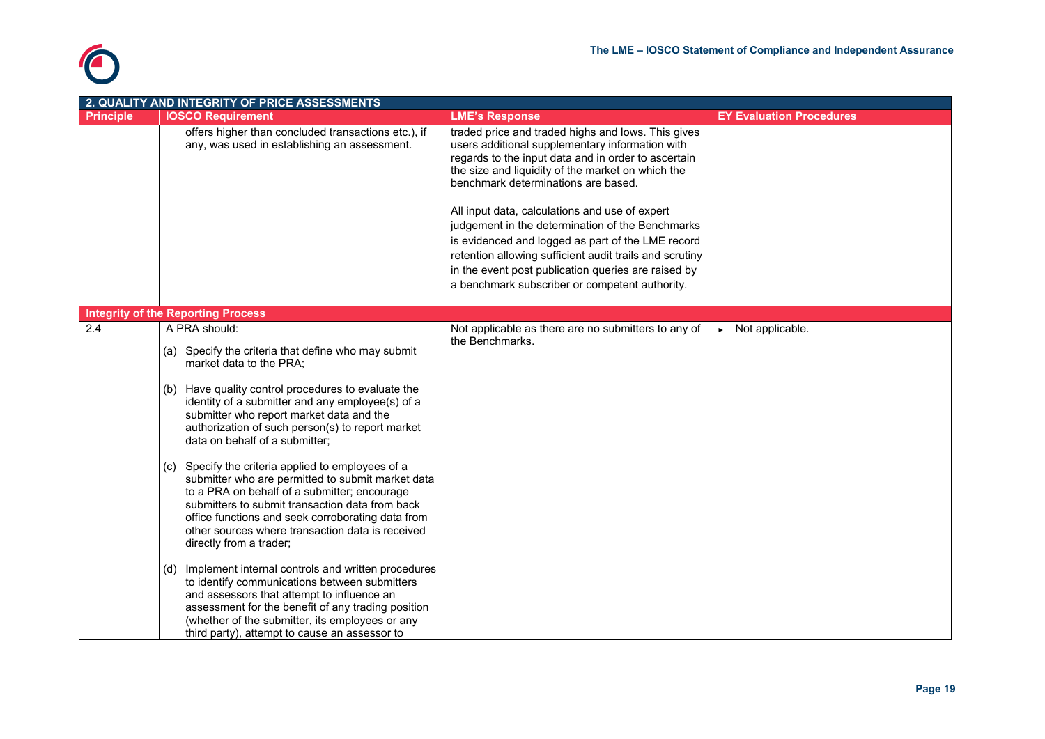| 2. QUALITY AND INTEGRITY OF PRICE ASSESSMENTS | | | |
|---|---|---|---|
| **Principle** | **IOSCO Requirement** | **LME's Response** | **EY Evaluation Procedures** |
| | offers higher than concluded transactions etc.), if any, was used in establishing an assessment. | traded price and traded highs and lows. This gives users additional supplementary information with regards to the input data and in order to ascertain the size and liquidity of the market on which the benchmark determinations are based.<br><br>All input data, calculations and use of expert judgement in the determination of the Benchmarks is evidenced and logged as part of the LME record retention allowing sufficient audit trails and scrutiny in the event post publication queries are raised by a benchmark subscriber or competent authority. | |
| **Integrity of the Reporting Process** | | | |
| 2.4 | A PRA should:<br><br>(a) Specify the criteria that define who may submit market data to the PRA;<br><br>(b) Have quality control procedures to evaluate the identity of a submitter and any employee(s) of a submitter who report market data and the authorization of such person(s) to report market data on behalf of a submitter;<br><br>(c) Specify the criteria applied to employees of a submitter who are permitted to submit market data to a PRA on behalf of a submitter; encourage submitters to submit transaction data from back office functions and seek corroborating data from other sources where transaction data is received directly from a trader;<br><br>(d) Implement internal controls and written procedures to identify communications between submitters and assessors that attempt to influence an assessment for the benefit of any trading position (whether of the submitter, its employees or any third party), attempt to cause an assessor to | Not applicable as there are no submitters to any of the Benchmarks. | ▸ Not applicable. |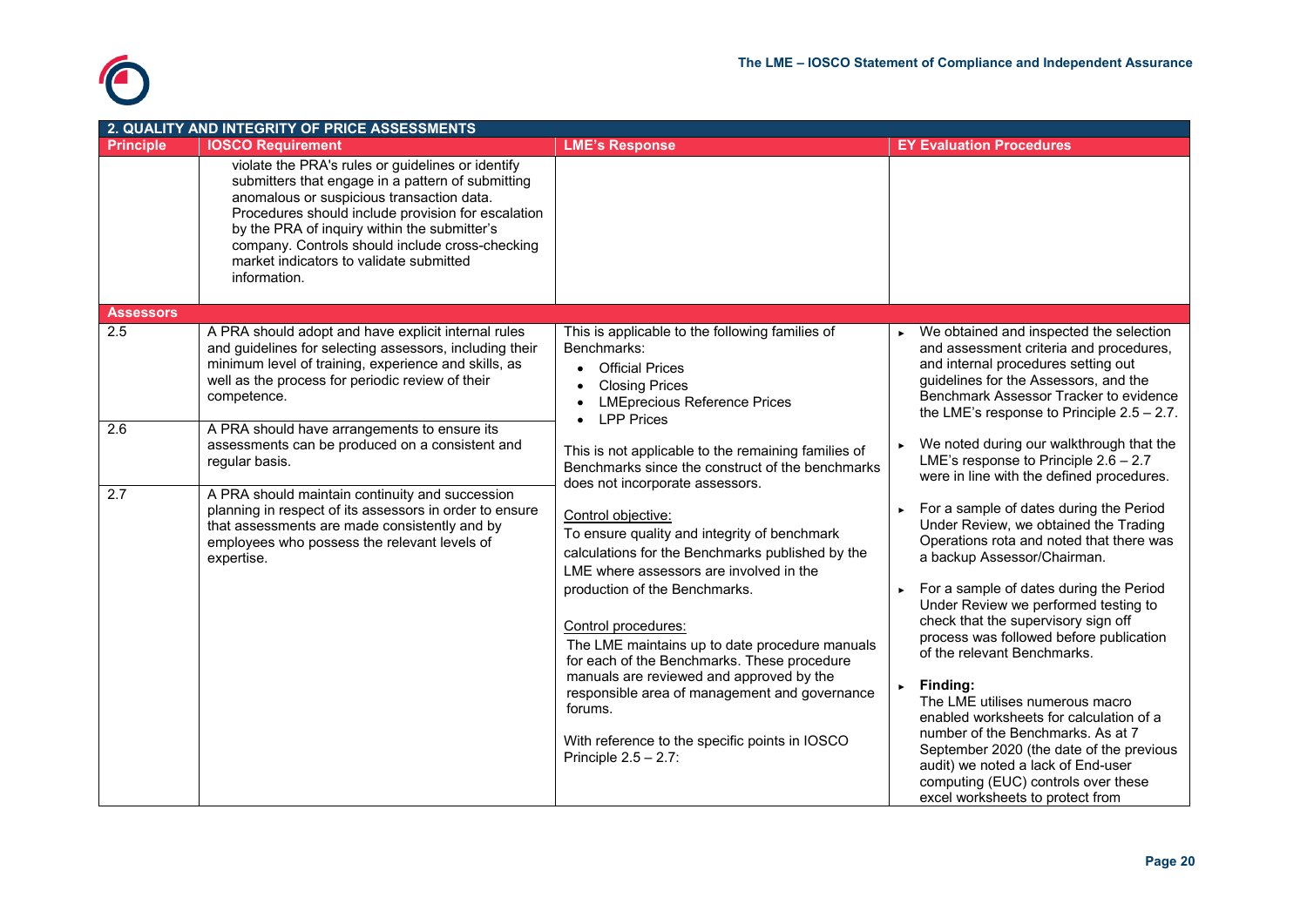| 2. QUALITY AND INTEGRITY OF PRICE ASSESSMENTS | | | |
|---|---|---|---|
| **Principle** | **IOSCO Requirement** | **LME's Response** | **EY Evaluation Procedures** |
| | violate the PRA's rules or guidelines or identify submitters that engage in a pattern of submitting anomalous or suspicious transaction data. Procedures should include provision for escalation by the PRA of inquiry within the submitter's company. Controls should include cross-checking market indicators to validate submitted information. | | |
| **Assessors** | | | |
| 2.5 | A PRA should adopt and have explicit internal rules and guidelines for selecting assessors, including their minimum level of training, experience and skills, as well as the process for periodic review of their competence. | This is applicable to the following families of Benchmarks:<br>• Official Prices<br>• Closing Prices<br>• LMEprecious Reference Prices<br>• LPP Prices<br><br>This is not applicable to the remaining families of Benchmarks since the construct of the benchmarks does not incorporate assessors.<br><br>Control objective:<br>To ensure quality and integrity of benchmark calculations for the Benchmarks published by the LME where assessors are involved in the production of the Benchmarks.<br><br>Control procedures:<br>The LME maintains up to date procedure manuals for each of the Benchmarks. These procedure manuals are reviewed and approved by the responsible area of management and governance forums.<br><br>With reference to the specific points in IOSCO Principle 2.5 – 2.7: | ▸ We obtained and inspected the selection and assessment criteria and procedures, and internal procedures setting out guidelines for the Assessors, and the Benchmark Assessor Tracker to evidence the LME's response to Principle 2.5 – 2.7.<br><br>▸ We noted during our walkthrough that the LME's response to Principle 2.6 – 2.7 were in line with the defined procedures.<br><br>▸ For a sample of dates during the Period Under Review, we obtained the Trading Operations rota and noted that there was a backup Assessor/Chairman.<br><br>▸ For a sample of dates during the Period Under Review we performed testing to check that the supervisory sign off process was followed before publication of the relevant Benchmarks.<br><br>▸ **Finding:**<br>The LME utilises numerous macro enabled worksheets for calculation of a number of the Benchmarks. As at 7 September 2020 (the date of the previous audit) we noted a lack of End-user computing (EUC) controls over these excel worksheets to protect from |
| 2.6 | A PRA should have arrangements to ensure its assessments can be produced on a consistent and regular basis. | | |
| 2.7 | A PRA should maintain continuity and succession planning in respect of its assessors in order to ensure that assessments are made consistently and by employees who possess the relevant levels of expertise. | | |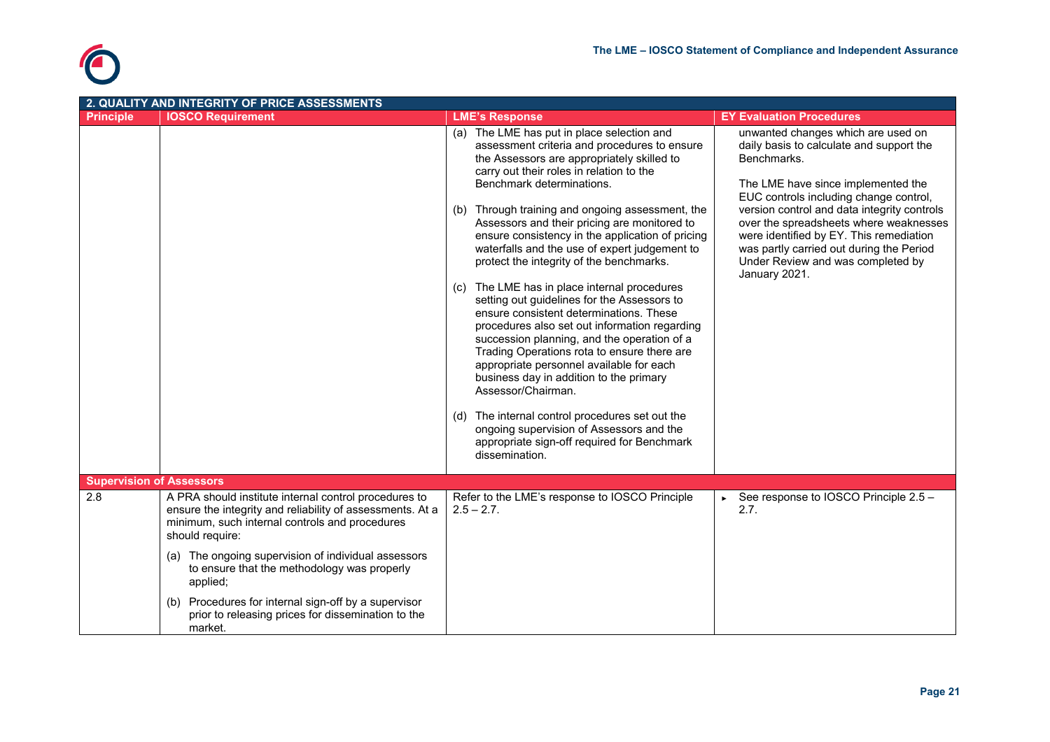| 2. QUALITY AND INTEGRITY OF PRICE ASSESSMENTS | | | |
|---|---|---|---|
| **Principle** | **IOSCO Requirement** | **LME's Response** | **EY Evaluation Procedures** |
| | | (a) The LME has put in place selection and assessment criteria and procedures to ensure the Assessors are appropriately skilled to carry out their roles in relation to the Benchmark determinations.<br><br>(b) Through training and ongoing assessment, the Assessors and their pricing are monitored to ensure consistency in the application of pricing waterfalls and the use of expert judgement to protect the integrity of the benchmarks.<br><br>(c) The LME has in place internal procedures setting out guidelines for the Assessors to ensure consistent determinations. These procedures also set out information regarding succession planning, and the operation of a Trading Operations rota to ensure there are appropriate personnel available for each business day in addition to the primary Assessor/Chairman.<br><br>(d) The internal control procedures set out the ongoing supervision of Assessors and the appropriate sign-off required for Benchmark dissemination. | unwanted changes which are used on daily basis to calculate and support the Benchmarks.<br><br>The LME have since implemented the EUC controls including change control, version control and data integrity controls over the spreadsheets where weaknesses were identified by EY. This remediation was partly carried out during the Period Under Review and was completed by January 2021. |
| **Supervision of Assessors** | | | |
| 2.8 | A PRA should institute internal control procedures to ensure the integrity and reliability of assessments. At a minimum, such internal controls and procedures should require:<br><br>(a) The ongoing supervision of individual assessors to ensure that the methodology was properly applied;<br><br>(b) Procedures for internal sign-off by a supervisor prior to releasing prices for dissemination to the market. | Refer to the LME's response to IOSCO Principle 2.5 – 2.7. | ► See response to IOSCO Principle 2.5 – 2.7. |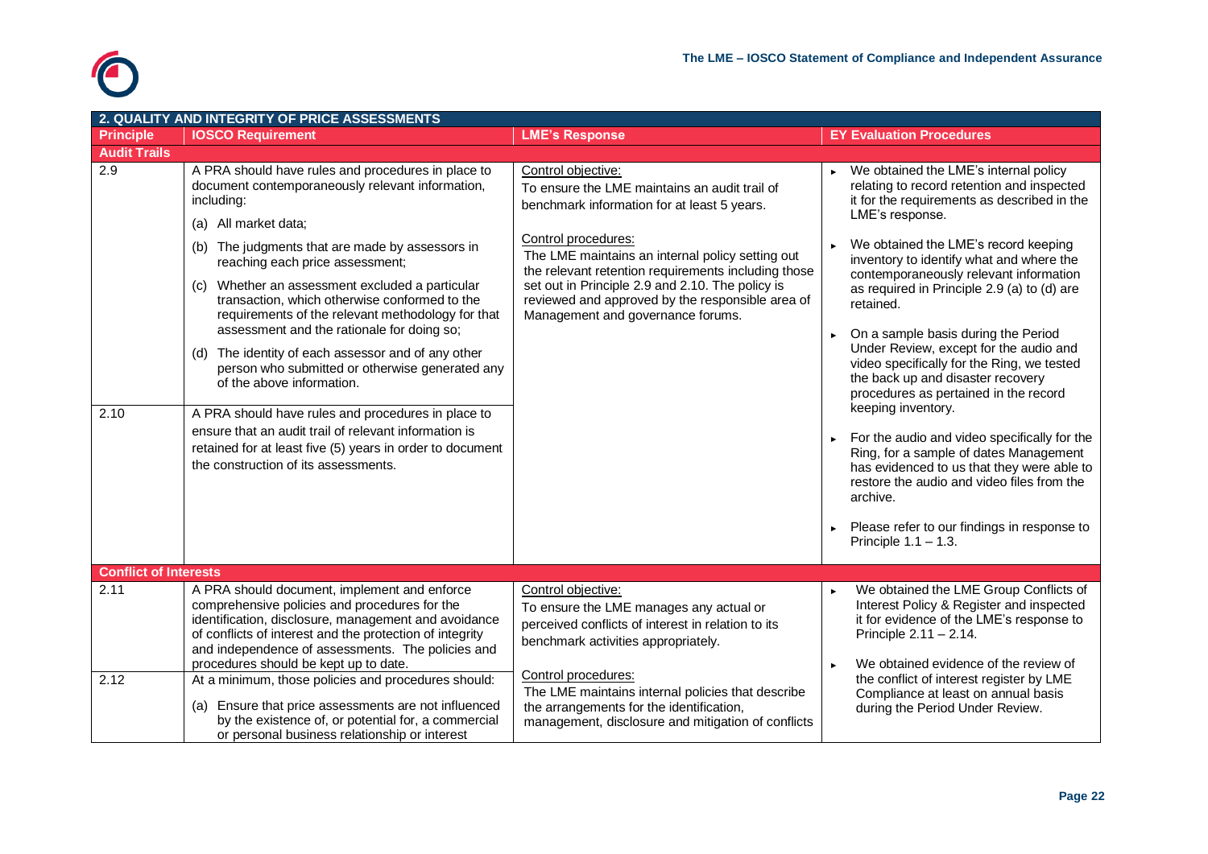| 2. QUALITY AND INTEGRITY OF PRICE ASSESSMENTS | | | |
|---|---|---|---|
| **Principle** | **IOSCO Requirement** | **LME's Response** | **EY Evaluation Procedures** |
| **Audit Trails** | | | |
| 2.9 | A PRA should have rules and procedures in place to document contemporaneously relevant information, including:<br>(a) All market data;<br>(b) The judgments that are made by assessors in reaching each price assessment;<br>(c) Whether an assessment excluded a particular transaction, which otherwise conformed to the requirements of the relevant methodology for that assessment and the rationale for doing so;<br>(d) The identity of each assessor and of any other person who submitted or otherwise generated any of the above information. | Control objective:<br>To ensure the LME maintains an audit trail of benchmark information for at least 5 years.<br><br>Control procedures:<br>The LME maintains an internal policy setting out the relevant retention requirements including those set out in Principle 2.9 and 2.10. The policy is reviewed and approved by the responsible area of Management and governance forums. | ▸ We obtained the LME's internal policy relating to record retention and inspected it for the requirements as described in the LME's response.<br>▸ We obtained the LME's record keeping inventory to identify what and where the contemporaneously relevant information as required in Principle 2.9 (a) to (d) are retained.<br>▸ On a sample basis during the Period Under Review, except for the audio and video specifically for the Ring, we tested the back up and disaster recovery procedures as pertained in the record keeping inventory.<br>▸ For the audio and video specifically for the Ring, for a sample of dates Management has evidenced to us that they were able to restore the audio and video files from the archive.<br>▸ Please refer to our findings in response to Principle 1.1 – 1.3. |
| 2.10 | A PRA should have rules and procedures in place to ensure that an audit trail of relevant information is retained for at least five (5) years in order to document the construction of its assessments. | | |
| **Conflict of Interests** | | | |
| 2.11 | A PRA should document, implement and enforce comprehensive policies and procedures for the identification, disclosure, management and avoidance of conflicts of interest and the protection of integrity and independence of assessments. The policies and procedures should be kept up to date. | Control objective:<br>To ensure the LME manages any actual or perceived conflicts of interest in relation to its benchmark activities appropriately.<br><br>Control procedures:<br>The LME maintains internal policies that describe the arrangements for the identification, management, disclosure and mitigation of conflicts | ▸ We obtained the LME Group Conflicts of Interest Policy & Register and inspected it for evidence of the LME's response to Principle 2.11 – 2.14.<br>▸ We obtained evidence of the review of the conflict of interest register by LME Compliance at least on annual basis during the Period Under Review. |
| 2.12 | At a minimum, those policies and procedures should:<br>(a) Ensure that price assessments are not influenced by the existence of, or potential for, a commercial or personal business relationship or interest | | |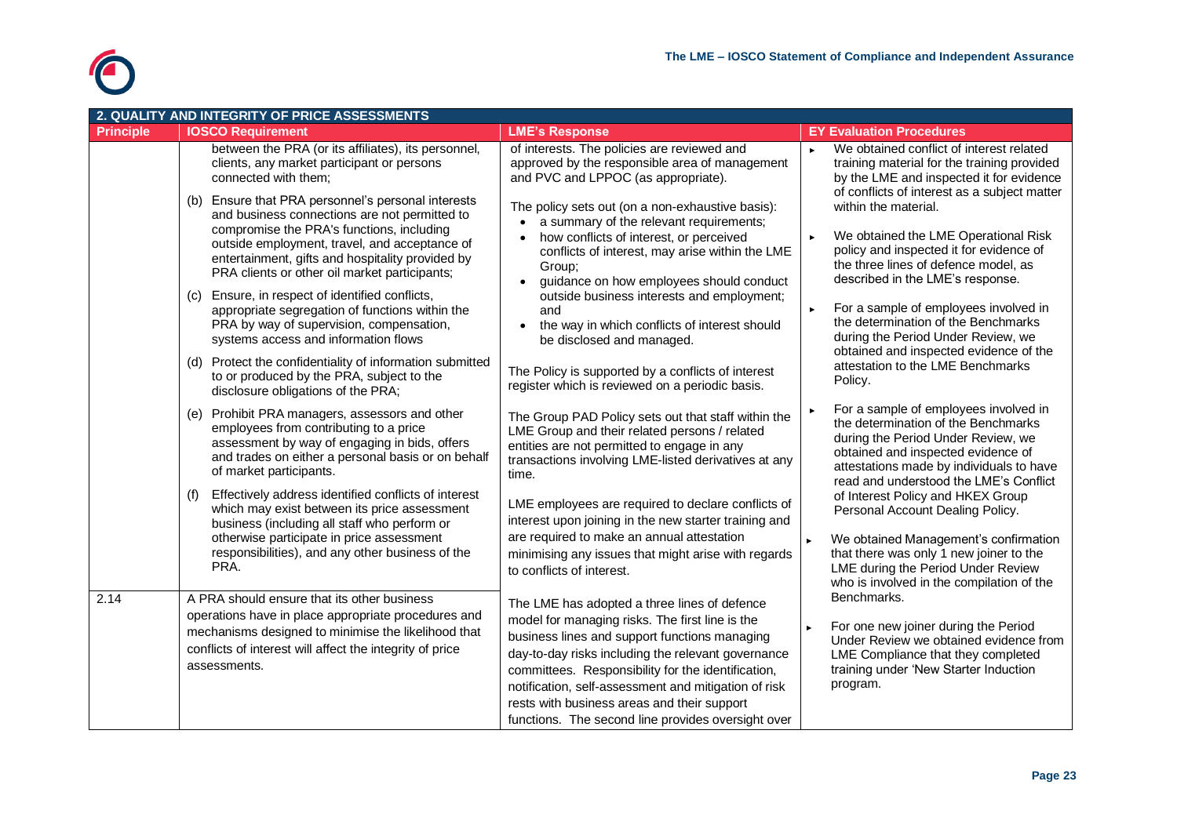| 2. QUALITY AND INTEGRITY OF PRICE ASSESSMENTS | | | |
|---|---|---|---|
| **Principle** | **IOSCO Requirement** | **LME's Response** | **EY Evaluation Procedures** |
| | between the PRA (or its affiliates), its personnel, clients, any market participant or persons connected with them;<br><br>(b) Ensure that PRA personnel's personal interests and business connections are not permitted to compromise the PRA's functions, including outside employment, travel, and acceptance of entertainment, gifts and hospitality provided by PRA clients or other oil market participants;<br><br>(c) Ensure, in respect of identified conflicts, appropriate segregation of functions within the PRA by way of supervision, compensation, systems access and information flows<br><br>(d) Protect the confidentiality of information submitted to or produced by the PRA, subject to the disclosure obligations of the PRA;<br><br>(e) Prohibit PRA managers, assessors and other employees from contributing to a price assessment by way of engaging in bids, offers and trades on either a personal basis or on behalf of market participants.<br><br>(f) Effectively address identified conflicts of interest which may exist between its price assessment business (including all staff who perform or otherwise participate in price assessment responsibilities), and any other business of the PRA. | of interests. The policies are reviewed and approved by the responsible area of management and PVC and LPPOC (as appropriate).<br><br>The policy sets out (on a non-exhaustive basis):<br>• a summary of the relevant requirements;<br>• how conflicts of interest, or perceived conflicts of interest, may arise within the LME Group;<br>• guidance on how employees should conduct outside business interests and employment; and<br>• the way in which conflicts of interest should be disclosed and managed.<br><br>The Policy is supported by a conflicts of interest register which is reviewed on a periodic basis.<br><br>The Group PAD Policy sets out that staff within the LME Group and their related persons / related entities are not permitted to engage in any transactions involving LME-listed derivatives at any time.<br><br>LME employees are required to declare conflicts of interest upon joining in the new starter training and are required to make an annual attestation minimising any issues that might arise with regards to conflicts of interest. | ▸ We obtained conflict of interest related training material for the training provided by the LME and inspected it for evidence of conflicts of interest as a subject matter within the material.<br><br>▸ We obtained the LME Operational Risk policy and inspected it for evidence of the three lines of defence model, as described in the LME's response.<br><br>▸ For a sample of employees involved in the determination of the Benchmarks during the Period Under Review, we obtained and inspected evidence of the attestation to the LME Benchmarks Policy.<br><br>▸ For a sample of employees involved in the determination of the Benchmarks during the Period Under Review, we obtained and inspected evidence of attestations made by individuals to have read and understood the LME's Conflict of Interest Policy and HKEX Group Personal Account Dealing Policy.<br><br>▸ We obtained Management's confirmation that there was only 1 new joiner to the LME during the Period Under Review who is involved in the compilation of the Benchmarks.<br><br>▸ For one new joiner during the Period Under Review we obtained evidence from LME Compliance that they completed training under 'New Starter Induction program. |
| 2.14 | A PRA should ensure that its other business operations have in place appropriate procedures and mechanisms designed to minimise the likelihood that conflicts of interest will affect the integrity of price assessments. | The LME has adopted a three lines of defence model for managing risks. The first line is the business lines and support functions managing day-to-day risks including the relevant governance committees. Responsibility for the identification, notification, self-assessment and mitigation of risk rests with business areas and their support functions. The second line provides oversight over | |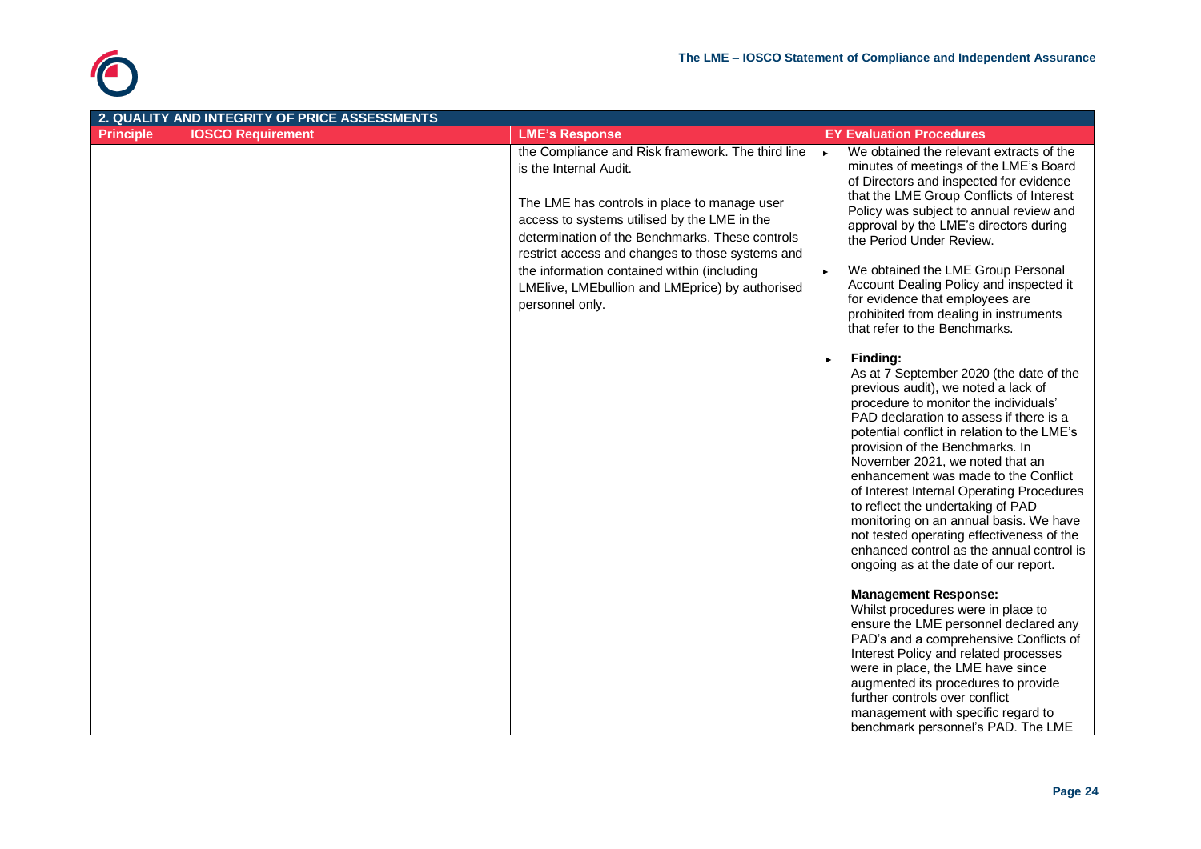| 2. QUALITY AND INTEGRITY OF PRICE ASSESSMENTS | | | |
|---|---|---|---|
| **Principle** | **IOSCO Requirement** | **LME's Response** | **EY Evaluation Procedures** |
| | | the Compliance and Risk framework. The third line is the Internal Audit.<br><br>The LME has controls in place to manage user access to systems utilised by the LME in the determination of the Benchmarks. These controls restrict access and changes to those systems and the information contained within (including LMElive, LMEbullion and LMEprice) by authorised personnel only. | ▸ We obtained the relevant extracts of the minutes of meetings of the LME's Board of Directors and inspected for evidence that the LME Group Conflicts of Interest Policy was subject to annual review and approval by the LME's directors during the Period Under Review.<br><br>▸ We obtained the LME Group Personal Account Dealing Policy and inspected it for evidence that employees are prohibited from dealing in instruments that refer to the Benchmarks.<br><br>▸ **Finding:**<br>As at 7 September 2020 (the date of the previous audit), we noted a lack of procedure to monitor the individuals' PAD declaration to assess if there is a potential conflict in relation to the LME's provision of the Benchmarks. In November 2021, we noted that an enhancement was made to the Conflict of Interest Internal Operating Procedures to reflect the undertaking of PAD monitoring on an annual basis. We have not tested operating effectiveness of the enhanced control as the annual control is ongoing as at the date of our report.<br><br>**Management Response:**<br>Whilst procedures were in place to ensure the LME personnel declared any PAD's and a comprehensive Conflicts of Interest Policy and related processes were in place, the LME have since augmented its procedures to provide further controls over conflict management with specific regard to benchmark personnel's PAD. The LME |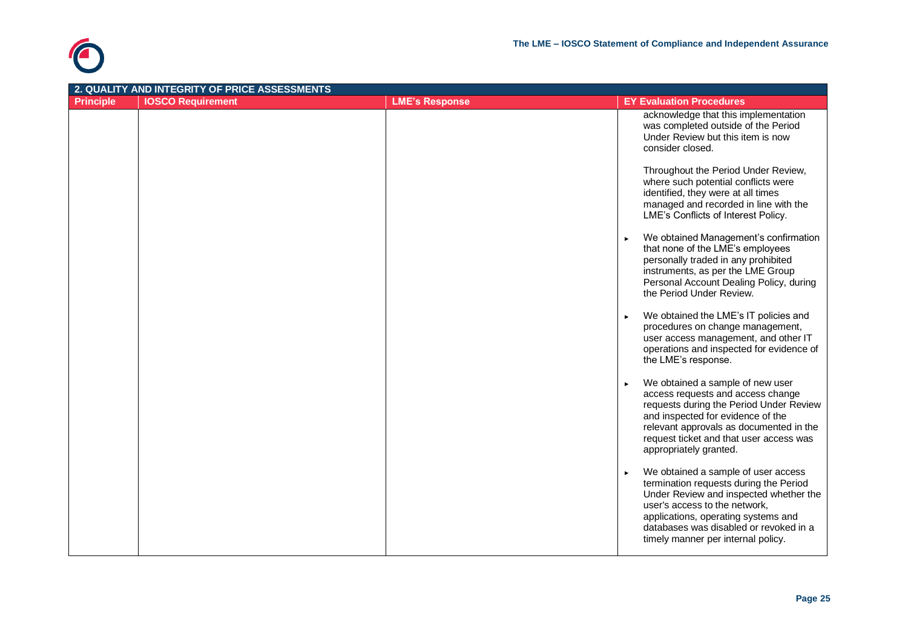| 2. QUALITY AND INTEGRITY OF PRICE ASSESSMENTS | | | |
|---|---|---|---|
| **Principle** | **IOSCO Requirement** | **LME's Response** | **EY Evaluation Procedures** |
| | | | acknowledge that this implementation was completed outside of the Period Under Review but this item is now consider closed.<br><br>Throughout the Period Under Review, where such potential conflicts were identified, they were at all times managed and recorded in line with the LME's Conflicts of Interest Policy.<br><br>▸ We obtained Management's confirmation that none of the LME's employees personally traded in any prohibited instruments, as per the LME Group Personal Account Dealing Policy, during the Period Under Review.<br><br>▸ We obtained the LME's IT policies and procedures on change management, user access management, and other IT operations and inspected for evidence of the LME's response.<br><br>▸ We obtained a sample of new user access requests and access change requests during the Period Under Review and inspected for evidence of the relevant approvals as documented in the request ticket and that user access was appropriately granted.<br><br>▸ We obtained a sample of user access termination requests during the Period Under Review and inspected whether the user's access to the network, applications, operating systems and databases was disabled or revoked in a timely manner per internal policy. |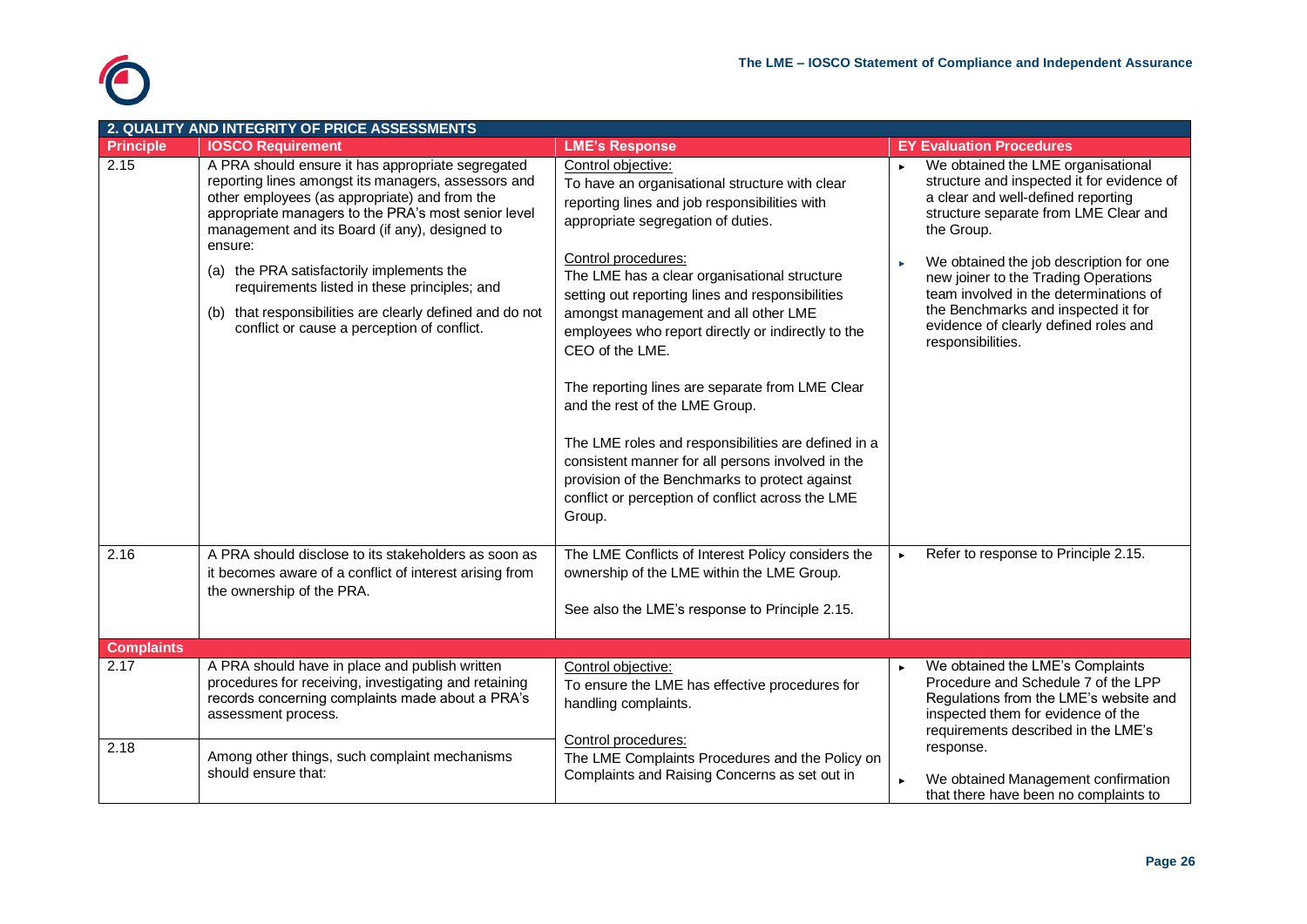| 2. QUALITY AND INTEGRITY OF PRICE ASSESSMENTS | | | |
|---|---|---|---|
| **Principle** | **IOSCO Requirement** | **LME's Response** | **EY Evaluation Procedures** |
| 2.15 | A PRA should ensure it has appropriate segregated reporting lines amongst its managers, assessors and other employees (as appropriate) and from the appropriate managers to the PRA's most senior level management and its Board (if any), designed to ensure:<br>(a) the PRA satisfactorily implements the requirements listed in these principles; and<br>(b) that responsibilities are clearly defined and do not conflict or cause a perception of conflict. | Control objective:<br>To have an organisational structure with clear reporting lines and job responsibilities with appropriate segregation of duties.<br><br>Control procedures:<br>The LME has a clear organisational structure setting out reporting lines and responsibilities amongst management and all other LME employees who report directly or indirectly to the CEO of the LME.<br><br>The reporting lines are separate from LME Clear and the rest of the LME Group.<br><br>The LME roles and responsibilities are defined in a consistent manner for all persons involved in the provision of the Benchmarks to protect against conflict or perception of conflict across the LME Group. | ▸ We obtained the LME organisational structure and inspected it for evidence of a clear and well-defined reporting structure separate from LME Clear and the Group.<br><br>▸ We obtained the job description for one new joiner to the Trading Operations team involved in the determinations of the Benchmarks and inspected it for evidence of clearly defined roles and responsibilities. |
| 2.16 | A PRA should disclose to its stakeholders as soon as it becomes aware of a conflict of interest arising from the ownership of the PRA. | The LME Conflicts of Interest Policy considers the ownership of the LME within the LME Group.<br><br>See also the LME's response to Principle 2.15. | ▸ Refer to response to Principle 2.15. |
| **Complaints** | | | |
| 2.17 | A PRA should have in place and publish written procedures for receiving, investigating and retaining records concerning complaints made about a PRA's assessment process. | Control objective:<br>To ensure the LME has effective procedures for handling complaints.<br><br>Control procedures:<br>The LME Complaints Procedures and the Policy on Complaints and Raising Concerns as set out in | ▸ We obtained the LME's Complaints Procedure and Schedule 7 of the LPP Regulations from the LME's website and inspected them for evidence of the requirements described in the LME's response.<br><br>▸ We obtained Management confirmation that there have been no complaints to |
| 2.18 | Among other things, such complaint mechanisms should ensure that: | | |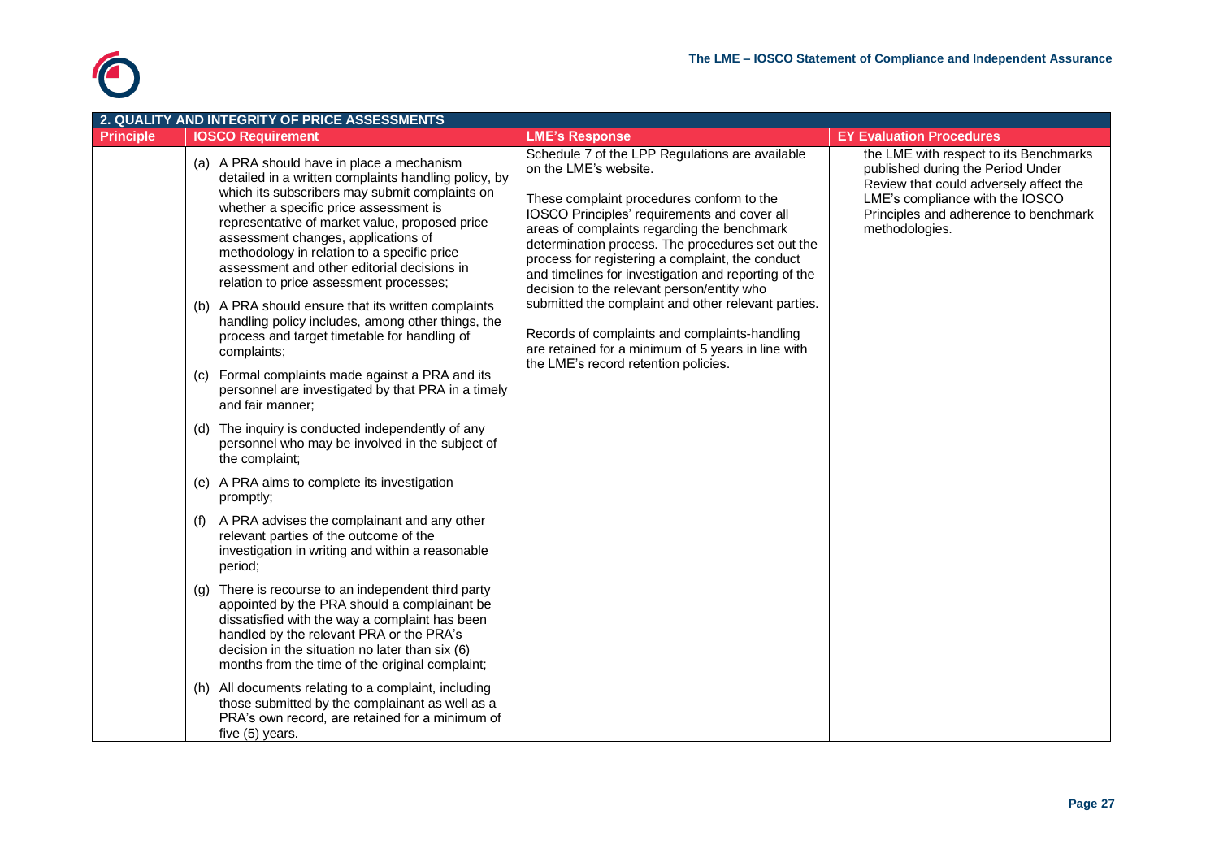| 2. QUALITY AND INTEGRITY OF PRICE ASSESSMENTS | | | |
|---|---|---|---|
| **Principle** | **IOSCO Requirement** | **LME's Response** | **EY Evaluation Procedures** |
| | (a) A PRA should have in place a mechanism detailed in a written complaints handling policy, by which its subscribers may submit complaints on whether a specific price assessment is representative of market value, proposed price assessment changes, applications of methodology in relation to a specific price assessment and other editorial decisions in relation to price assessment processes;<br><br>(b) A PRA should ensure that its written complaints handling policy includes, among other things, the process and target timetable for handling of complaints;<br><br>(c) Formal complaints made against a PRA and its personnel are investigated by that PRA in a timely and fair manner;<br><br>(d) The inquiry is conducted independently of any personnel who may be involved in the subject of the complaint;<br><br>(e) A PRA aims to complete its investigation promptly;<br><br>(f) A PRA advises the complainant and any other relevant parties of the outcome of the investigation in writing and within a reasonable period;<br><br>(g) There is recourse to an independent third party appointed by the PRA should a complainant be dissatisfied with the way a complaint has been handled by the relevant PRA or the PRA's decision in the situation no later than six (6) months from the time of the original complaint;<br><br>(h) All documents relating to a complaint, including those submitted by the complainant as well as a PRA's own record, are retained for a minimum of five (5) years. | Schedule 7 of the LPP Regulations are available on the LME's website.<br><br>These complaint procedures conform to the IOSCO Principles' requirements and cover all areas of complaints regarding the benchmark determination process. The procedures set out the process for registering a complaint, the conduct and timelines for investigation and reporting of the decision to the relevant person/entity who submitted the complaint and other relevant parties.<br><br>Records of complaints and complaints-handling are retained for a minimum of 5 years in line with the LME's record retention policies. | the LME with respect to its Benchmarks published during the Period Under Review that could adversely affect the LME's compliance with the IOSCO Principles and adherence to benchmark methodologies. |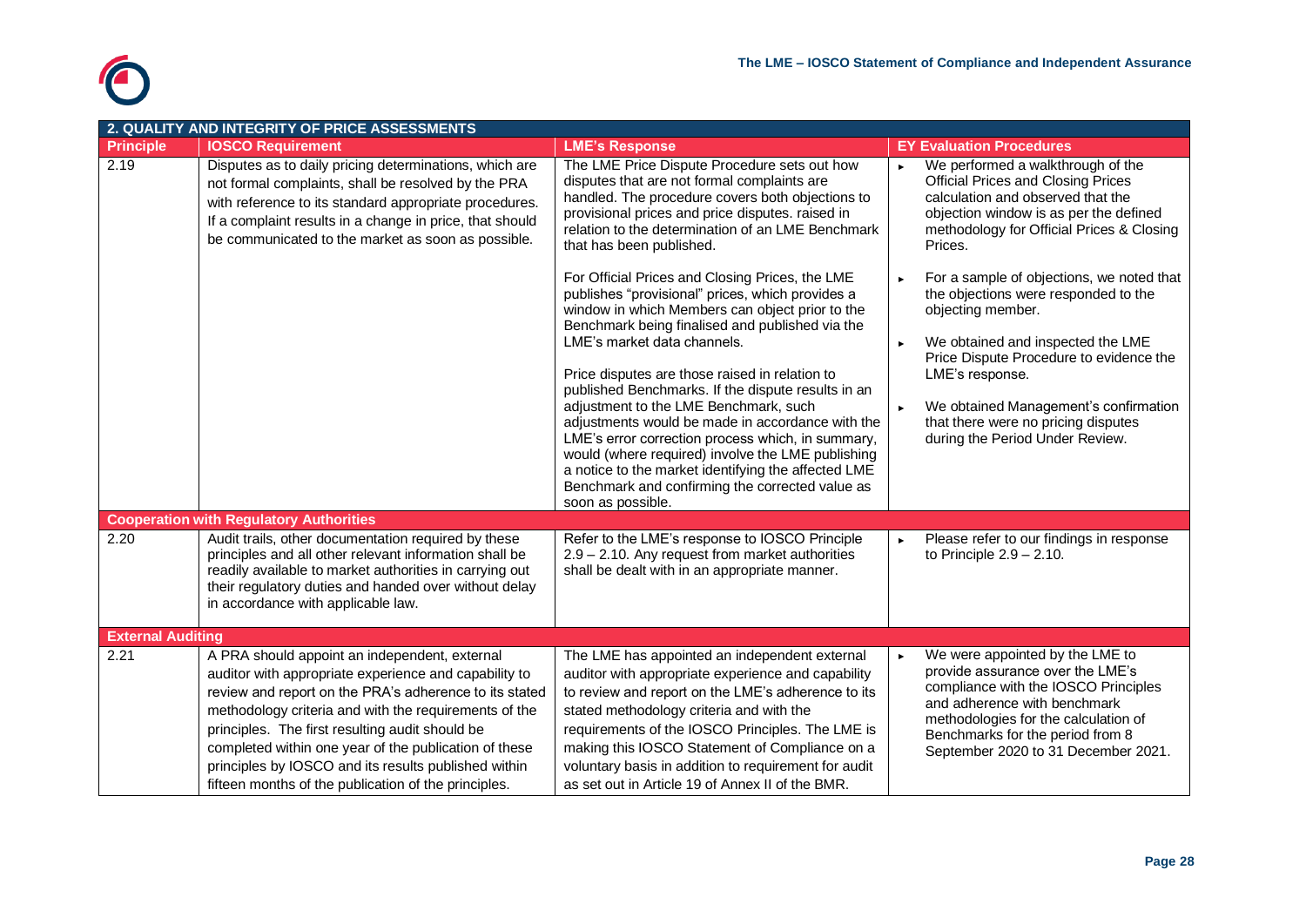| 2. QUALITY AND INTEGRITY OF PRICE ASSESSMENTS | | | |
|---|---|---|---|
| **Principle** | **IOSCO Requirement** | **LME's Response** | **EY Evaluation Procedures** |
| 2.19 | Disputes as to daily pricing determinations, which are not formal complaints, shall be resolved by the PRA with reference to its standard appropriate procedures. If a complaint results in a change in price, that should be communicated to the market as soon as possible. | The LME Price Dispute Procedure sets out how disputes that are not formal complaints are handled. The procedure covers both objections to provisional prices and price disputes. raised in relation to the determination of an LME Benchmark that has been published.<br><br>For Official Prices and Closing Prices, the LME publishes "provisional" prices, which provides a window in which Members can object prior to the Benchmark being finalised and published via the LME's market data channels.<br><br>Price disputes are those raised in relation to published Benchmarks. If the dispute results in an adjustment to the LME Benchmark, such adjustments would be made in accordance with the LME's error correction process which, in summary, would (where required) involve the LME publishing a notice to the market identifying the affected LME Benchmark and confirming the corrected value as soon as possible. | ▸ We performed a walkthrough of the Official Prices and Closing Prices calculation and observed that the objection window is as per the defined methodology for Official Prices & Closing Prices.<br><br>▸ For a sample of objections, we noted that the objections were responded to the objecting member.<br><br>▸ We obtained and inspected the LME Price Dispute Procedure to evidence the LME's response.<br><br>▸ We obtained Management's confirmation that there were no pricing disputes during the Period Under Review. |
| **Cooperation with Regulatory Authorities** | | | |
| 2.20 | Audit trails, other documentation required by these principles and all other relevant information shall be readily available to market authorities in carrying out their regulatory duties and handed over without delay in accordance with applicable law. | Refer to the LME's response to IOSCO Principle 2.9 – 2.10. Any request from market authorities shall be dealt with in an appropriate manner. | ▸ Please refer to our findings in response to Principle 2.9 – 2.10. |
| **External Auditing** | | | |
| 2.21 | A PRA should appoint an independent, external auditor with appropriate experience and capability to review and report on the PRA's adherence to its stated methodology criteria and with the requirements of the principles. The first resulting audit should be completed within one year of the publication of these principles by IOSCO and its results published within fifteen months of the publication of the principles. | The LME has appointed an independent external auditor with appropriate experience and capability to review and report on the LME's adherence to its stated methodology criteria and with the requirements of the IOSCO Principles. The LME is making this IOSCO Statement of Compliance on a voluntary basis in addition to requirement for audit as set out in Article 19 of Annex II of the BMR. | ▸ We were appointed by the LME to provide assurance over the LME's compliance with the IOSCO Principles and adherence with benchmark methodologies for the calculation of Benchmarks for the period from 8 September 2020 to 31 December 2021. |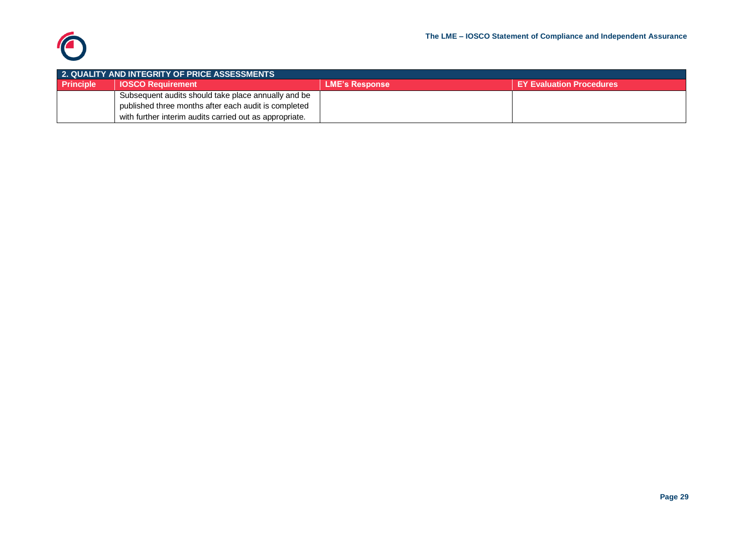| 2. QUALITY AND INTEGRITY OF PRICE ASSESSMENTS | | | |
|---|---|---|---|
| **Principle** | **IOSCO Requirement** | **LME's Response** | **EY Evaluation Procedures** |
| | Subsequent audits should take place annually and be published three months after each audit is completed with further interim audits carried out as appropriate. | | |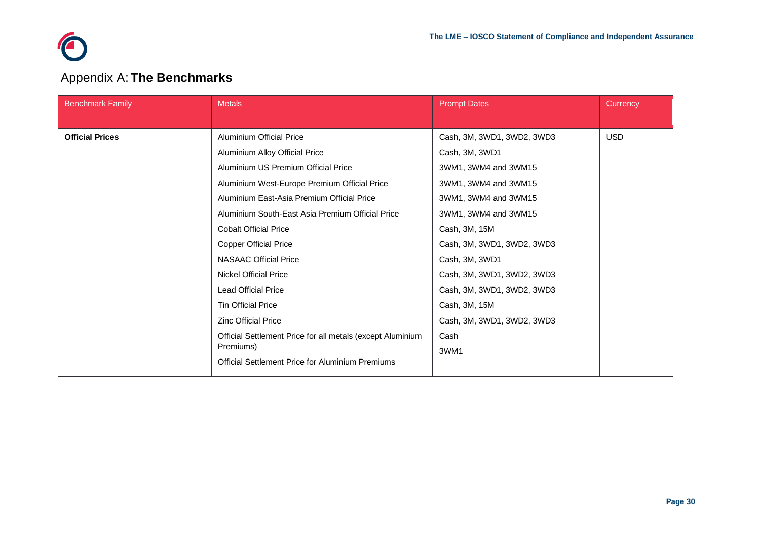## Appendix A: **The Benchmarks**

| Benchmark Family | Metals | Prompt Dates | Currency |
|---|---|---|---|
| **Official Prices** | Aluminium Official Price | Cash, 3M, 3WD1, 3WD2, 3WD3 | USD |
| | Aluminium Alloy Official Price | Cash, 3M, 3WD1 | |
| | Aluminium US Premium Official Price | 3WM1, 3WM4 and 3WM15 | |
| | Aluminium West-Europe Premium Official Price | 3WM1, 3WM4 and 3WM15 | |
| | Aluminium East-Asia Premium Official Price | 3WM1, 3WM4 and 3WM15 | |
| | Aluminium South-East Asia Premium Official Price | 3WM1, 3WM4 and 3WM15 | |
| | Cobalt Official Price | Cash, 3M, 15M | |
| | Copper Official Price | Cash, 3M, 3WD1, 3WD2, 3WD3 | |
| | NASAAC Official Price | Cash, 3M, 3WD1 | |
| | Nickel Official Price | Cash, 3M, 3WD1, 3WD2, 3WD3 | |
| | Lead Official Price | Cash, 3M, 3WD1, 3WD2, 3WD3 | |
| | Tin Official Price | Cash, 3M, 15M | |
| | Zinc Official Price | Cash, 3M, 3WD1, 3WD2, 3WD3 | |
| | Official Settlement Price for all metals (except Aluminium Premiums) | Cash | |
| | Official Settlement Price for Aluminium Premiums | 3WM1 | |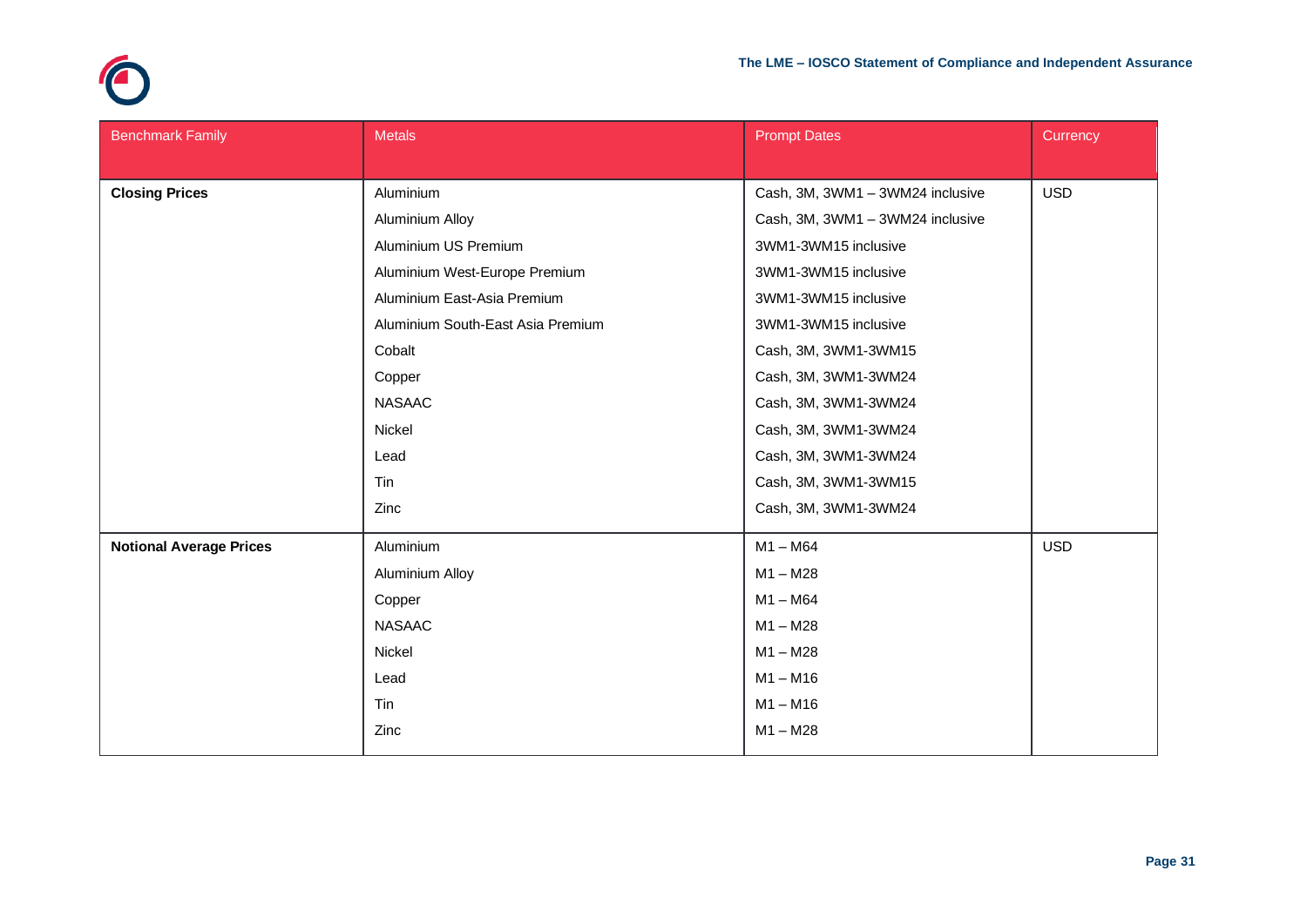| Benchmark Family | Metals | Prompt Dates | Currency |
|---|---|---|---|
| **Closing Prices** | Aluminium | Cash, 3M, 3WM1 – 3WM24 inclusive | USD |
| | Aluminium Alloy | Cash, 3M, 3WM1 – 3WM24 inclusive | |
| | Aluminium US Premium | 3WM1-3WM15 inclusive | |
| | Aluminium West-Europe Premium | 3WM1-3WM15 inclusive | |
| | Aluminium East-Asia Premium | 3WM1-3WM15 inclusive | |
| | Aluminium South-East Asia Premium | 3WM1-3WM15 inclusive | |
| | Cobalt | Cash, 3M, 3WM1-3WM15 | |
| | Copper | Cash, 3M, 3WM1-3WM24 | |
| | NASAAC | Cash, 3M, 3WM1-3WM24 | |
| | Nickel | Cash, 3M, 3WM1-3WM24 | |
| | Lead | Cash, 3M, 3WM1-3WM24 | |
| | Tin | Cash, 3M, 3WM1-3WM15 | |
| | Zinc | Cash, 3M, 3WM1-3WM24 | |
| **Notional Average Prices** | Aluminium | M1 – M64 | USD |
| | Aluminium Alloy | M1 – M28 | |
| | Copper | M1 – M64 | |
| | NASAAC | M1 – M28 | |
| | Nickel | M1 – M28 | |
| | Lead | M1 – M16 | |
| | Tin | M1 – M16 | |
| | Zinc | M1 – M28 | |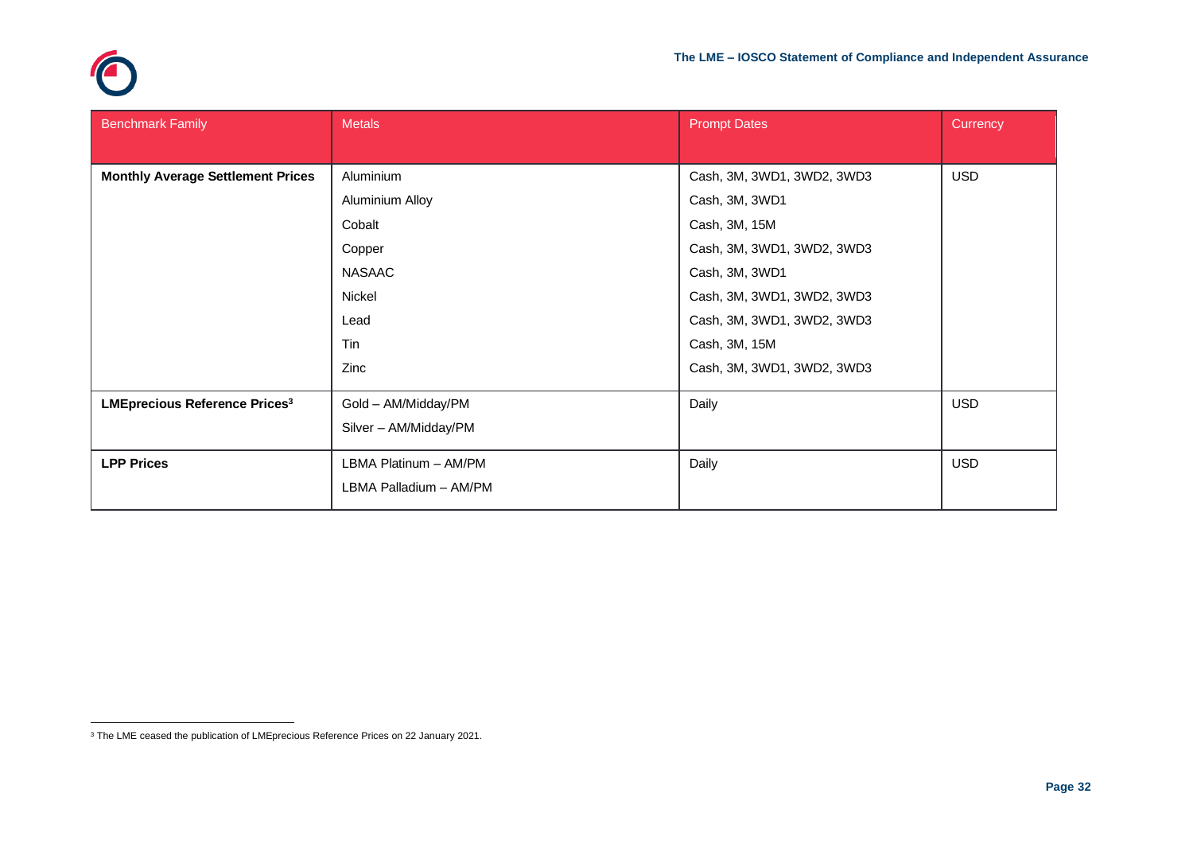| Benchmark Family | Metals | Prompt Dates | Currency |
| --- | --- | --- | --- |
| **Monthly Average Settlement Prices** | Aluminium | Cash, 3M, 3WD1, 3WD2, 3WD3 | USD |
| | Aluminium Alloy | Cash, 3M, 3WD1 | |
| | Cobalt | Cash, 3M, 15M | |
| | Copper | Cash, 3M, 3WD1, 3WD2, 3WD3 | |
| | NASAAC | Cash, 3M, 3WD1 | |
| | Nickel | Cash, 3M, 3WD1, 3WD2, 3WD3 | |
| | Lead | Cash, 3M, 3WD1, 3WD2, 3WD3 | |
| | Tin | Cash, 3M, 15M | |
| | Zinc | Cash, 3M, 3WD1, 3WD2, 3WD3 | |
| **LMEprecious Reference Prices[3]** | Gold – AM/Midday/PM | Daily | USD |
| | Silver – AM/Midday/PM | | |
| **LPP Prices** | LBMA Platinum – AM/PM | Daily | USD |
| | LBMA Palladium – AM/PM | | |

[3] The LME ceased the publication of LMEprecious Reference Prices on 22 January 2021.